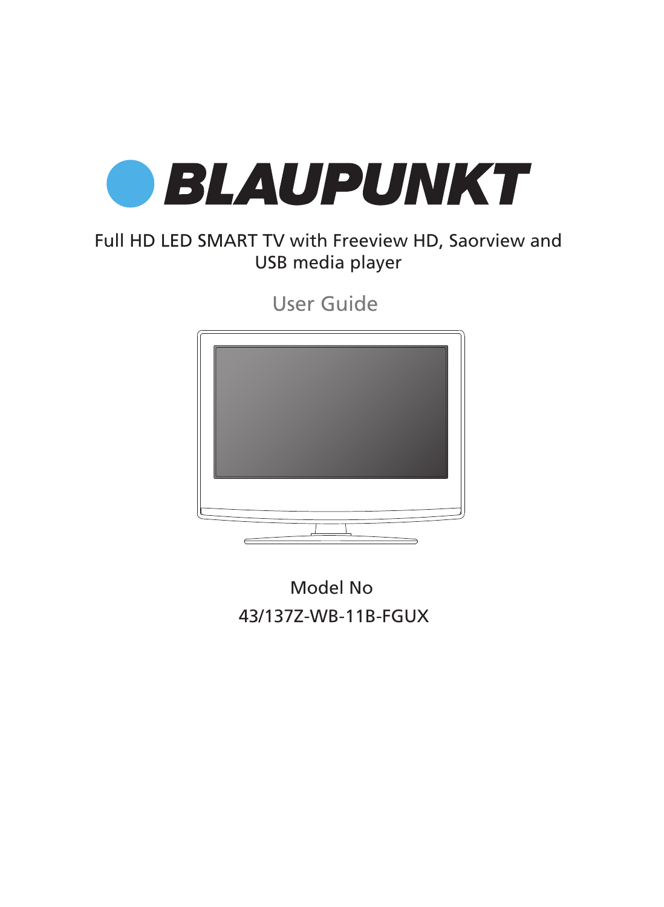# BLAUPUNKT

Full HD LED SMART TV with Freeview HD, Saorview and USB media player

User Guide

Model No

43/137Z-WB-11B-FGUX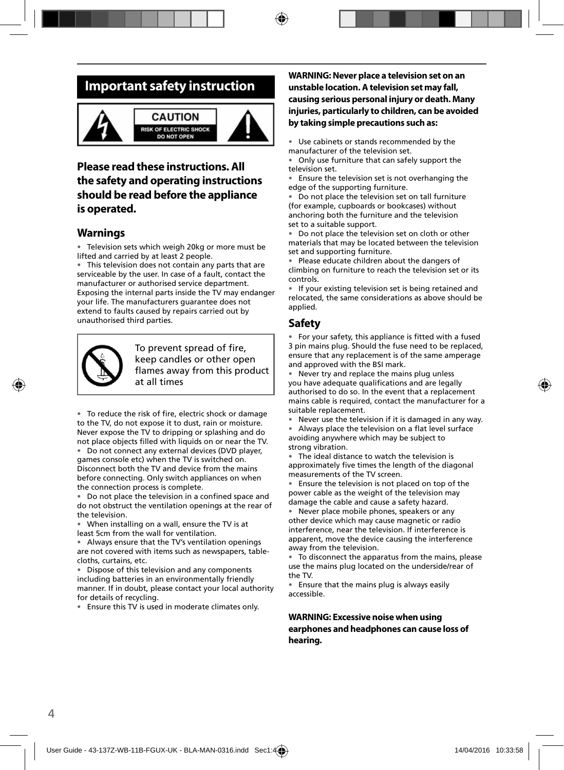# Important safety instruction

CAUTION
RISK OF ELECTRIC SHOCK
DO NOT OPEN

## Please read these instructions. All the safety and operating instructions should be read before the appliance is operated.

## Warnings

- Television sets which weigh 20kg or more must be lifted and carried by at least 2 people.
- This television does not contain any parts that are serviceable by the user. In case of a fault, contact the manufacturer or authorised service department. Exposing the internal parts inside the TV may endanger your life. The manufacturers guarantee does not extend to faults caused by repairs carried out by unauthorised third parties.

To prevent spread of fire, keep candles or other open flames away from this product at all times

- To reduce the risk of fire, electric shock or damage to the TV, do not expose it to dust, rain or moisture. Never expose the TV to dripping or splashing and do not place objects filled with liquids on or near the TV.
- Do not connect any external devices (DVD player, games console etc) when the TV is switched on. Disconnect both the TV and device from the mains before connecting. Only switch appliances on when the connection process is complete.
- Do not place the television in a confined space and do not obstruct the ventilation openings at the rear of the television.
- When installing on a wall, ensure the TV is at least 5cm from the wall for ventilation.
- Always ensure that the TV's ventilation openings are not covered with items such as newspapers, table-cloths, curtains, etc.
- Dispose of this television and any components including batteries in an environmentally friendly manner. If in doubt, please contact your local authority for details of recycling.
- Ensure this TV is used in moderate climates only.

**WARNING: Never place a television set on an unstable location. A television set may fall, causing serious personal injury or death. Many injuries, particularly to children, can be avoided by taking simple precautions such as:**

- Use cabinets or stands recommended by the manufacturer of the television set.
- Only use furniture that can safely support the television set.
- Ensure the television set is not overhanging the edge of the supporting furniture.
- Do not place the television set on tall furniture (for example, cupboards or bookcases) without anchoring both the furniture and the television set to a suitable support.
- Do not place the television set on cloth or other materials that may be located between the television set and supporting furniture.
- Please educate children about the dangers of climbing on furniture to reach the television set or its controls.
- If your existing television set is being retained and relocated, the same considerations as above should be applied.

## Safety

- For your safety, this appliance is fitted with a fused 3 pin mains plug. Should the fuse need to be replaced, ensure that any replacement is of the same amperage and approved with the BSI mark.
- Never try and replace the mains plug unless you have adequate qualifications and are legally authorised to do so. In the event that a replacement mains cable is required, contact the manufacturer for a suitable replacement.
- Never use the television if it is damaged in any way.
- Always place the television on a flat level surface avoiding anywhere which may be subject to strong vibration.
- The ideal distance to watch the television is approximately five times the length of the diagonal measurements of the TV screen.
- Ensure the television is not placed on top of the power cable as the weight of the television may damage the cable and cause a safety hazard.
- Never place mobile phones, speakers or any other device which may cause magnetic or radio interference, near the television. If interference is apparent, move the device causing the interference away from the television.
- To disconnect the apparatus from the mains, please use the mains plug located on the underside/rear of the TV.
- Ensure that the mains plug is always easily accessible.

**WARNING: Excessive noise when using earphones and headphones can cause loss of hearing.**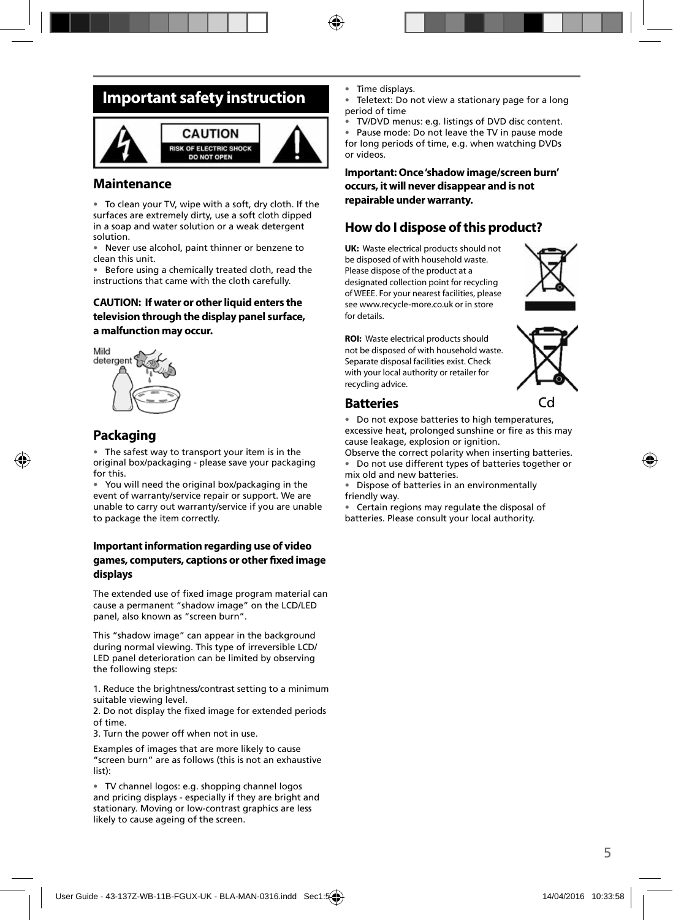# Important safety instruction

CAUTION
RISK OF ELECTRIC SHOCK
DO NOT OPEN

## Maintenance

- To clean your TV, wipe with a soft, dry cloth. If the surfaces are extremely dirty, use a soft cloth dipped in a soap and water solution or a weak detergent solution.
- Never use alcohol, paint thinner or benzene to clean this unit.
- Before using a chemically treated cloth, read the instructions that came with the cloth carefully.

**CAUTION: If water or other liquid enters the television through the display panel surface, a malfunction may occur.**

Mild detergent

## Packaging

- The safest way to transport your item is in the original box/packaging - please save your packaging for this.
- You will need the original box/packaging in the event of warranty/service repair or support. We are unable to carry out warranty/service if you are unable to package the item correctly.

### Important information regarding use of video games, computers, captions or other fixed image displays

The extended use of fixed image program material can cause a permanent "shadow image" on the LCD/LED panel, also known as "screen burn".

This "shadow image" can appear in the background during normal viewing. This type of irreversible LCD/LED panel deterioration can be limited by observing the following steps:

1. Reduce the brightness/contrast setting to a minimum suitable viewing level.
2. Do not display the fixed image for extended periods of time.
3. Turn the power off when not in use.

Examples of images that are more likely to cause "screen burn" are as follows (this is not an exhaustive list):

- TV channel logos: e.g. shopping channel logos and pricing displays - especially if they are bright and stationary. Moving or low-contrast graphics are less likely to cause ageing of the screen.
- Time displays.
- Teletext: Do not view a stationary page for a long period of time
- TV/DVD menus: e.g. listings of DVD disc content.
- Pause mode: Do not leave the TV in pause mode for long periods of time, e.g. when watching DVDs or videos.

**Important: Once 'shadow image/screen burn' occurs, it will never disappear and is not repairable under warranty.**

## How do I dispose of this product?

**UK:** Waste electrical products should not be disposed of with household waste. Please dispose of the product at a designated collection point for recycling of WEEE. For your nearest facilities, please see www.recycle-more.co.uk or in store for details.

**ROI:** Waste electrical products should not be disposed of with household waste. Separate disposal facilities exist. Check with your local authority or retailer for recycling advice.

## Batteries

Cd

- Do not expose batteries to high temperatures, excessive heat, prolonged sunshine or fire as this may cause leakage, explosion or ignition.

Observe the correct polarity when inserting batteries.

- Do not use different types of batteries together or mix old and new batteries.
- Dispose of batteries in an environmentally friendly way.
- Certain regions may regulate the disposal of batteries. Please consult your local authority.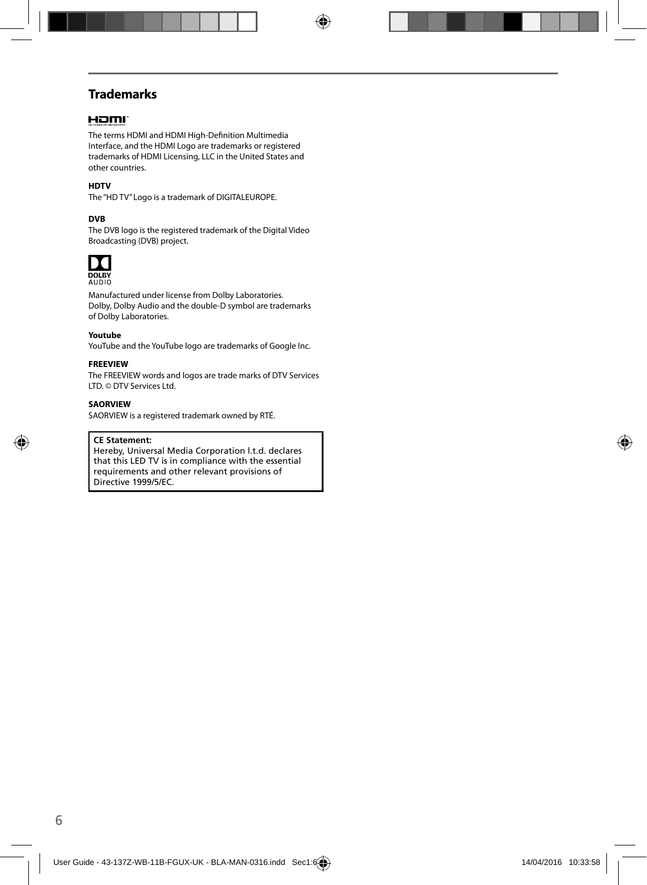## Trademarks

The terms HDMI and HDMI High-Definition Multimedia Interface, and the HDMI Logo are trademarks or registered trademarks of HDMI Licensing, LLC in the United States and other countries.

**HDTV**

The "HD TV" Logo is a trademark of DIGITALEUROPE.

**DVB**

The DVB logo is the registered trademark of the Digital Video Broadcasting (DVB) project.

Manufactured under license from Dolby Laboratories. Dolby, Dolby Audio and the double-D symbol are trademarks of Dolby Laboratories.

**Youtube**

YouTube and the YouTube logo are trademarks of Google Inc.

**FREEVIEW**

The FREEVIEW words and logos are trade marks of DTV Services LTD. © DTV Services Ltd.

**SAORVIEW**

SAORVIEW is a registered trademark owned by RTÉ.

**CE Statement:**
Hereby, Universal Media Corporation l.t.d. declares that this LED TV is in compliance with the essential requirements and other relevant provisions of Directive 1999/5/EC.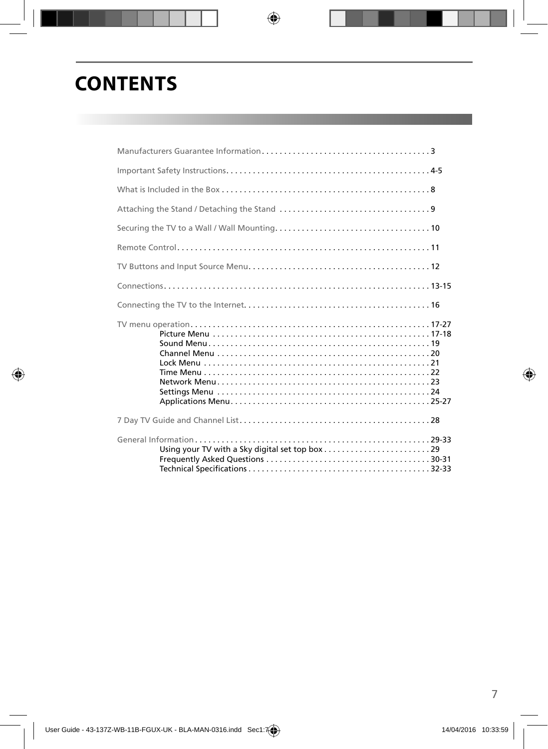# CONTENTS

Manufacturers Guarantee Information . . . . . . . . . . . . . . . . . . . . . . . . . . . . . . . . . . . . . . 3

Important Safety Instructions. . . . . . . . . . . . . . . . . . . . . . . . . . . . . . . . . . . . . . . . . . . . . . 4-5

What is Included in the Box . . . . . . . . . . . . . . . . . . . . . . . . . . . . . . . . . . . . . . . . . . . . . . . 8

Attaching the Stand / Detaching the Stand . . . . . . . . . . . . . . . . . . . . . . . . . . . . . . . . . . . 9

Securing the TV to a Wall / Wall Mounting. . . . . . . . . . . . . . . . . . . . . . . . . . . . . . . . . . . . 10

Remote Control. . . . . . . . . . . . . . . . . . . . . . . . . . . . . . . . . . . . . . . . . . . . . . . . . . . . . . . . . . 11

TV Buttons and Input Source Menu. . . . . . . . . . . . . . . . . . . . . . . . . . . . . . . . . . . . . . . . . . 12

Connections. . . . . . . . . . . . . . . . . . . . . . . . . . . . . . . . . . . . . . . . . . . . . . . . . . . . . . . . . . . . . 13-15

Connecting the TV to the Internet. . . . . . . . . . . . . . . . . . . . . . . . . . . . . . . . . . . . . . . . . . . 16

TV menu operation . . . . . . . . . . . . . . . . . . . . . . . . . . . . . . . . . . . . . . . . . . . . . . . . . . . . . . . 17-27
- Picture Menu . . . . . . . . . . . . . . . . . . . . . . . . . . . . . . . . . . . . . . . . . . . . . . . . . . 17-18
- Sound Menu . . . . . . . . . . . . . . . . . . . . . . . . . . . . . . . . . . . . . . . . . . . . . . . . . . . 19
- Channel Menu . . . . . . . . . . . . . . . . . . . . . . . . . . . . . . . . . . . . . . . . . . . . . . . . . 20
- Lock Menu . . . . . . . . . . . . . . . . . . . . . . . . . . . . . . . . . . . . . . . . . . . . . . . . . . . . 21
- Time Menu . . . . . . . . . . . . . . . . . . . . . . . . . . . . . . . . . . . . . . . . . . . . . . . . . . . . 22
- Network Menu . . . . . . . . . . . . . . . . . . . . . . . . . . . . . . . . . . . . . . . . . . . . . . . . . 23
- Settings Menu . . . . . . . . . . . . . . . . . . . . . . . . . . . . . . . . . . . . . . . . . . . . . . . . . 24
- Applications Menu . . . . . . . . . . . . . . . . . . . . . . . . . . . . . . . . . . . . . . . . . . . . . . 25-27

7 Day TV Guide and Channel List . . . . . . . . . . . . . . . . . . . . . . . . . . . . . . . . . . . . . . . . . . . . 28

General Information . . . . . . . . . . . . . . . . . . . . . . . . . . . . . . . . . . . . . . . . . . . . . . . . . . . . . . 29-33
- Using your TV with a Sky digital set top box . . . . . . . . . . . . . . . . . . . . . . . . . 29
- Frequently Asked Questions . . . . . . . . . . . . . . . . . . . . . . . . . . . . . . . . . . . . . . 30-31
- Technical Specifications . . . . . . . . . . . . . . . . . . . . . . . . . . . . . . . . . . . . . . . . . . 32-33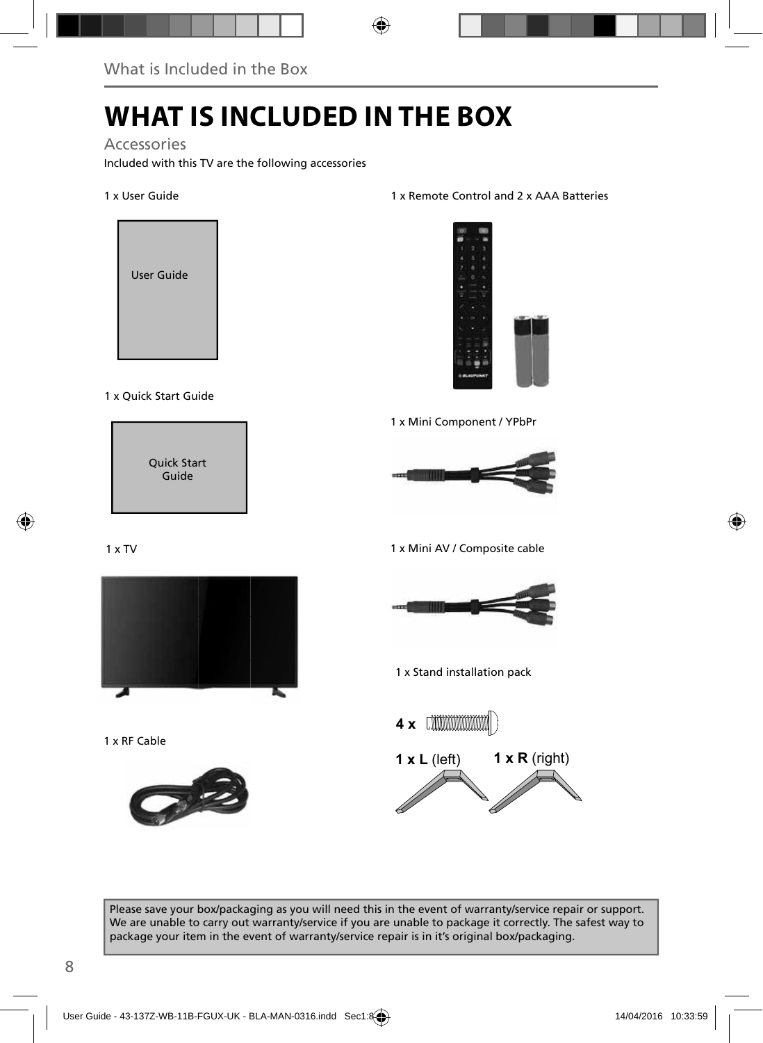# WHAT IS INCLUDED IN THE BOX

## Accessories

Included with this TV are the following accessories

1 x User Guide

User Guide

1 x Quick Start Guide

Quick Start Guide

1 x TV

1 x RF Cable

1 x Remote Control and 2 x AAA Batteries

1 x Mini Component / YPbPr

1 x Mini AV / Composite cable

1 x Stand installation pack

**4 x**

**1 x L** (left) **1 x R** (right)

Please save your box/packaging as you will need this in the event of warranty/service repair or support. We are unable to carry out warranty/service if you are unable to package it correctly. The safest way to package your item in the event of warranty/service repair is in it's original box/packaging.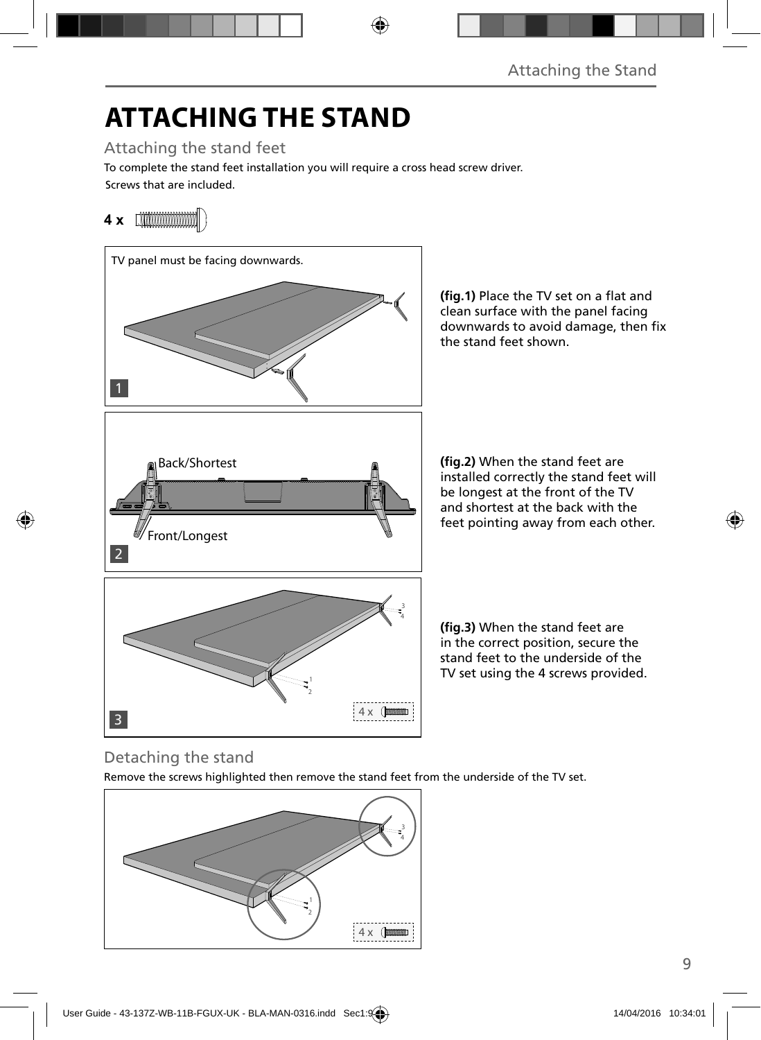# ATTACHING THE STAND

## Attaching the stand feet

To complete the stand feet installation you will require a cross head screw driver.

Screws that are included.

**4 x**

TV panel must be facing downwards.

1

**(fig.1)** Place the TV set on a flat and clean surface with the panel facing downwards to avoid damage, then fix the stand feet shown.

Back/Shortest

Front/Longest

2

**(fig.2)** When the stand feet are installed correctly the stand feet will be longest at the front of the TV and shortest at the back with the feet pointing away from each other.

3

4 x

**(fig.3)** When the stand feet are in the correct position, secure the stand feet to the underside of the TV set using the 4 screws provided.

## Detaching the stand

Remove the screws highlighted then remove the stand feet from the underside of the TV set.

4 x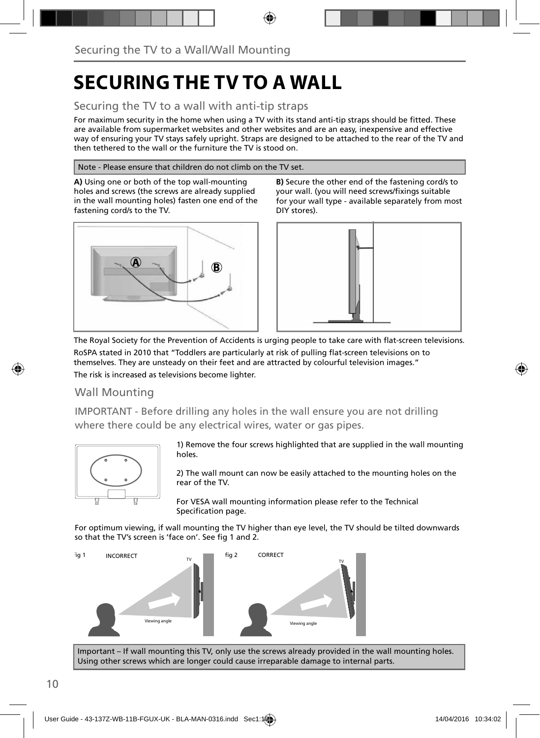# SECURING THE TV TO A WALL

## Securing the TV to a wall with anti-tip straps

For maximum security in the home when using a TV with its stand anti-tip straps should be fitted. These are available from supermarket websites and other websites and are an easy, inexpensive and effective way of ensuring your TV stays safely upright. Straps are designed to be attached to the rear of the TV and then tethered to the wall or the furniture the TV is stood on.

Note - Please ensure that children do not climb on the TV set.

**A)** Using one or both of the top wall-mounting holes and screws (the screws are already supplied in the wall mounting holes) fasten one end of the fastening cord/s to the TV.

**B)** Secure the other end of the fastening cord/s to your wall. (you will need screws/fixings suitable for your wall type - available separately from most DIY stores).

The Royal Society for the Prevention of Accidents is urging people to take care with flat-screen televisions.

RoSPA stated in 2010 that “Toddlers are particularly at risk of pulling flat-screen televisions on to themselves. They are unsteady on their feet and are attracted by colourful television images.”

The risk is increased as televisions become lighter.

## Wall Mounting

IMPORTANT - Before drilling any holes in the wall ensure you are not drilling where there could be any electrical wires, water or gas pipes.

1) Remove the four screws highlighted that are supplied in the wall mounting holes.

2) The wall mount can now be easily attached to the mounting holes on the rear of the TV.

For VESA wall mounting information please refer to the Technical Specification page.

For optimum viewing, if wall mounting the TV higher than eye level, the TV should be tilted downwards so that the TV’s screen is ‘face on’. See fig 1 and 2.

fig 1 INCORRECT

fig 2 CORRECT

Important – If wall mounting this TV, only use the screws already provided in the wall mounting holes. Using other screws which are longer could cause irreparable damage to internal parts.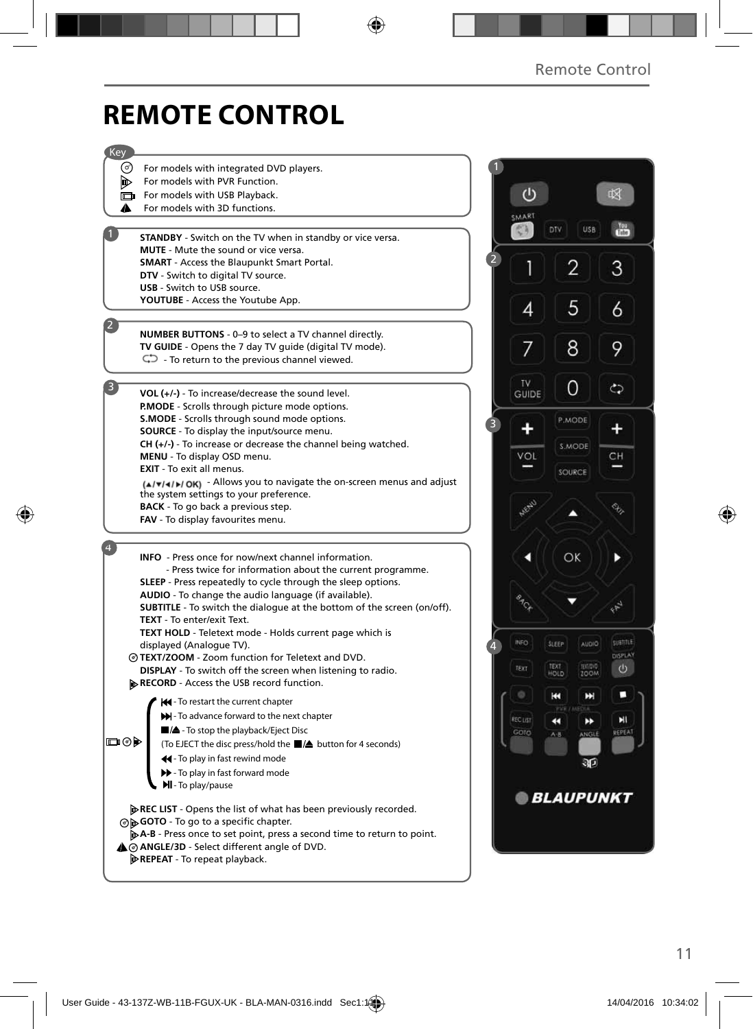# REMOTE CONTROL

**Key**

- For models with integrated DVD players.
- For models with PVR Function.
- For models with USB Playback.
- For models with 3D functions.

**1**

**STANDBY** - Switch on the TV when in standby or vice versa.
**MUTE** - Mute the sound or vice versa.
**SMART** - Access the Blaupunkt Smart Portal.
**DTV** - Switch to digital TV source.
**USB** - Switch to USB source.
**YOUTUBE** - Access the Youtube App.

**2**

**NUMBER BUTTONS** - 0–9 to select a TV channel directly.
**TV GUIDE** - Opens the 7 day TV guide (digital TV mode).
⮌ - To return to the previous channel viewed.

**3**

**VOL (+/-)** - To increase/decrease the sound level.
**P.MODE** - Scrolls through picture mode options.
**S.MODE** - Scrolls through sound mode options.
**SOURCE** - To display the input/source menu.
**CH (+/-)** - To increase or decrease the channel being watched.
**MENU** - To display OSD menu.
**EXIT** - To exit all menus.
**(▲/▼/◄/►/ OK)** - Allows you to navigate the on-screen menus and adjust the system settings to your preference.
**BACK** - To go back a previous step.
**FAV** - To display favourites menu.

**4**

**INFO** - Press once for now/next channel information.
- Press twice for information about the current programme.

**SLEEP** - Press repeatedly to cycle through the sleep options.
**AUDIO** - To change the audio language (if available).
**SUBTITLE** - To switch the dialogue at the bottom of the screen (on/off).
**TEXT** - To enter/exit Text.
**TEXT HOLD** - Teletext mode - Holds current page which is displayed (Analogue TV).
**TEXT/ZOOM** - Zoom function for Teletext and DVD.
**DISPLAY** - To switch off the screen when listening to radio.
**RECORD** - Access the USB record function.

- ⏮ - To restart the current chapter
- ⏭ - To advance forward to the next chapter
- ■/⏏ - To stop the playback/Eject Disc (To EJECT the disc press/hold the ■/⏏ button for 4 seconds)
- ◄◄ - To play in fast rewind mode
- ►► - To play in fast forward mode
- ►II - To play/pause

**REC LIST** - Opens the list of what has been previously recorded.
**GOTO** - To go to a specific chapter.
**A-B** - Press once to set point, press a second time to return to point.
**ANGLE/3D** - Select different angle of DVD.
**REPEAT** - To repeat playback.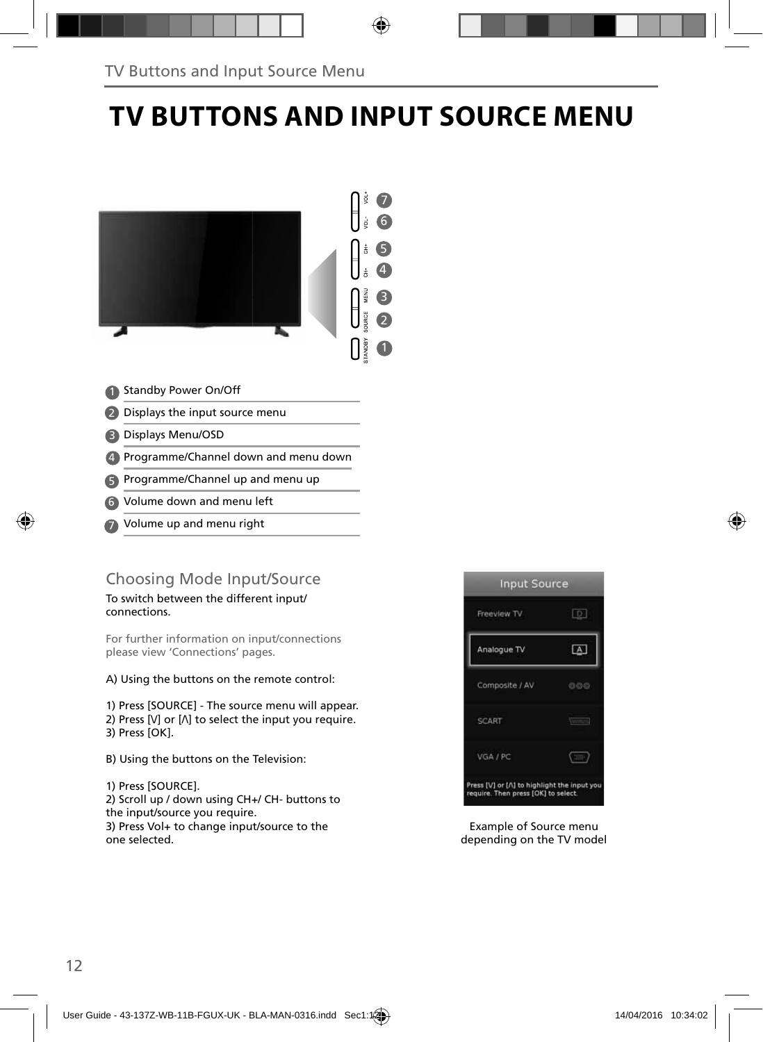# TV BUTTONS AND INPUT SOURCE MENU

1. Standby Power On/Off
2. Displays the input source menu
3. Displays Menu/OSD
4. Programme/Channel down and menu down
5. Programme/Channel up and menu up
6. Volume down and menu left
7. Volume up and menu right

## Choosing Mode Input/Source

To switch between the different input/ connections.

For further information on input/connections please view 'Connections' pages.

A) Using the buttons on the remote control:

1) Press [SOURCE] - The source menu will appear.
2) Press [V] or [Λ] to select the input you require.
3) Press [OK].

B) Using the buttons on the Television:

1) Press [SOURCE].
2) Scroll up / down using CH+/ CH- buttons to the input/source you require.
3) Press Vol+ to change input/source to the one selected.

Example of Source menu depending on the TV model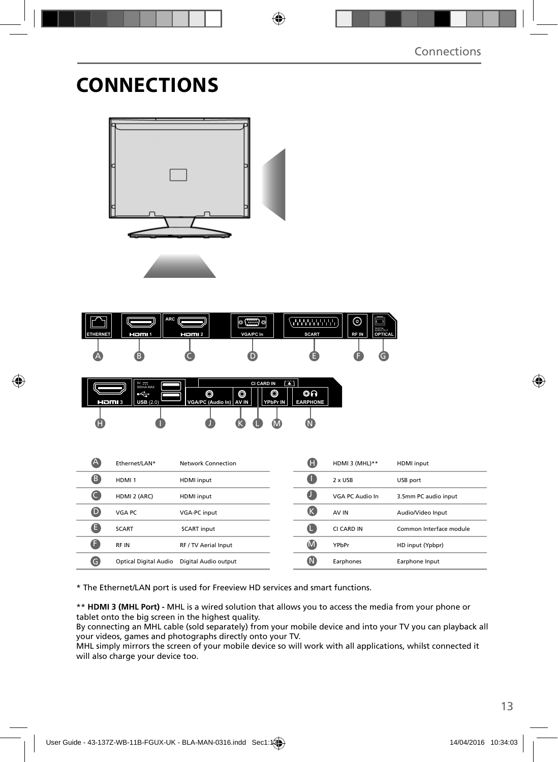# CONNECTIONS

| | | | | | | |
|---|---|---|---|---|---|---|
| A | Ethernet/LAN* | Network Connection | | H | HDMI 3 (MHL)** | HDMI input |
| B | HDMI 1 | HDMI input | | I | 2 x USB | USB port |
| C | HDMI 2 (ARC) | HDMI input | | J | VGA PC Audio In | 3.5mm PC audio input |
| D | VGA PC | VGA-PC input | | K | AV IN | Audio/Video Input |
| E | SCART | SCART input | | L | CI CARD IN | Common Interface module |
| F | RF IN | RF / TV Aerial Input | | M | YPbPr | HD input (Ypbpr) |
| G | Optical Digital Audio | Digital Audio output | | N | Earphones | Earphone Input |

* The Ethernet/LAN port is used for Freeview HD services and smart functions.

** **HDMI 3 (MHL Port) -** MHL is a wired solution that allows you to access the media from your phone or tablet onto the big screen in the highest quality.
By connecting an MHL cable (sold separately) from your mobile device and into your TV you can playback all your videos, games and photographs directly onto your TV.
MHL simply mirrors the screen of your mobile device so will work with all applications, whilst connected it will also charge your device too.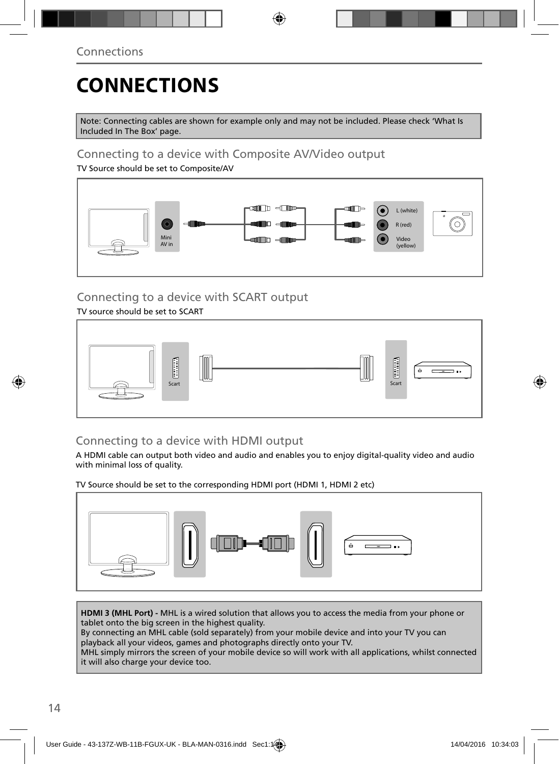# CONNECTIONS

Note: Connecting cables are shown for example only and may not be included. Please check 'What Is Included In The Box' page.

## Connecting to a device with Composite AV/Video output

TV Source should be set to Composite/AV

Mini AV in

L (white)

R (red)

Video (yellow)

## Connecting to a device with SCART output

TV source should be set to SCART

Scart

Scart

## Connecting to a device with HDMI output

A HDMI cable can output both video and audio and enables you to enjoy digital-quality video and audio with minimal loss of quality.

TV Source should be set to the corresponding HDMI port (HDMI 1, HDMI 2 etc)

**HDMI 3 (MHL Port) -** MHL is a wired solution that allows you to access the media from your phone or tablet onto the big screen in the highest quality.
By connecting an MHL cable (sold separately) from your mobile device and into your TV you can playback all your videos, games and photographs directly onto your TV.
MHL simply mirrors the screen of your mobile device so will work with all applications, whilst connected it will also charge your device too.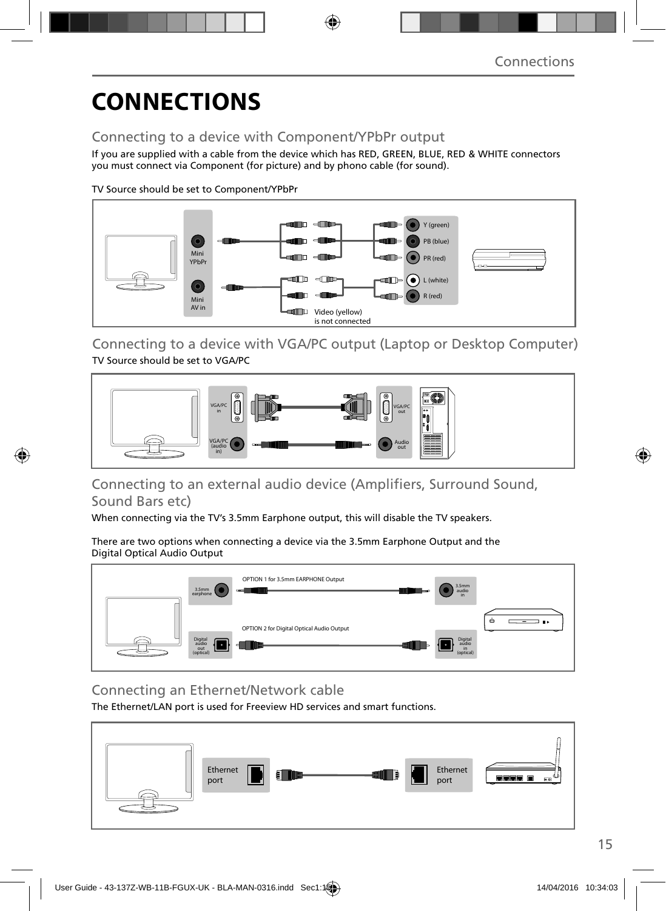// CONNECTIONS

## Connecting to a device with Component/YPbPr output

If you are supplied with a cable from the device which has RED, GREEN, BLUE, RED & WHITE connectors you must connect via Component (for picture) and by phono cable (for sound).

TV Source should be set to Component/YPbPr

Mini YPbPr

Mini AV in

Y (green)

PB (blue)

PR (red)

L (white)

R (red)

Video (yellow) is not connected

## Connecting to a device with VGA/PC output (Laptop or Desktop Computer)

TV Source should be set to VGA/PC

VGA/PC in

VGA/PC (audio in)

VGA/PC out

Audio out

## Connecting to an external audio device (Amplifiers, Surround Sound, Sound Bars etc)

When connecting via the TV's 3.5mm Earphone output, this will disable the TV speakers.

There are two options when connecting a device via the 3.5mm Earphone Output and the Digital Optical Audio Output

3.5mm earphone

OPTION 1 for 3.5mm EARPHONE Output

3.5mm audio in

Digital audio out (optical)

OPTION 2 for Digital Optical Audio Output

Digital audio in (optical)

## Connecting an Ethernet/Network cable

The Ethernet/LAN port is used for Freeview HD services and smart functions.

Ethernet port

Ethernet port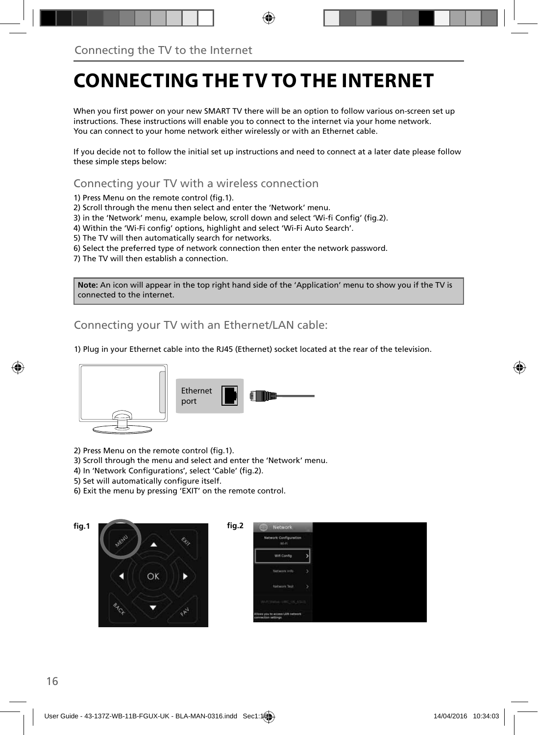# CONNECTING THE TV TO THE INTERNET

When you first power on your new SMART TV there will be an option to follow various on-screen set up instructions. These instructions will enable you to connect to the internet via your home network. You can connect to your home network either wirelessly or with an Ethernet cable.

If you decide not to follow the initial set up instructions and need to connect at a later date please follow these simple steps below:

## Connecting your TV with a wireless connection

1) Press Menu on the remote control (fig.1).
2) Scroll through the menu then select and enter the 'Network' menu.
3) in the 'Network' menu, example below, scroll down and select 'Wi-fi Config' (fig.2).
4) Within the 'Wi-Fi config' options, highlight and select 'Wi-Fi Auto Search'.
5) The TV will then automatically search for networks.
6) Select the preferred type of network connection then enter the network password.
7) The TV will then establish a connection.

**Note:** An icon will appear in the top right hand side of the 'Application' menu to show you if the TV is connected to the internet.

## Connecting your TV with an Ethernet/LAN cable:

1) Plug in your Ethernet cable into the RJ45 (Ethernet) socket located at the rear of the television.

Ethernet port

2) Press Menu on the remote control (fig.1).
3) Scroll through the menu and select and enter the 'Network' menu.
4) In 'Network Configurations', select 'Cable' (fig.2).
5) Set will automatically configure itself.
6) Exit the menu by pressing 'EXIT' on the remote control.

fig.1

fig.2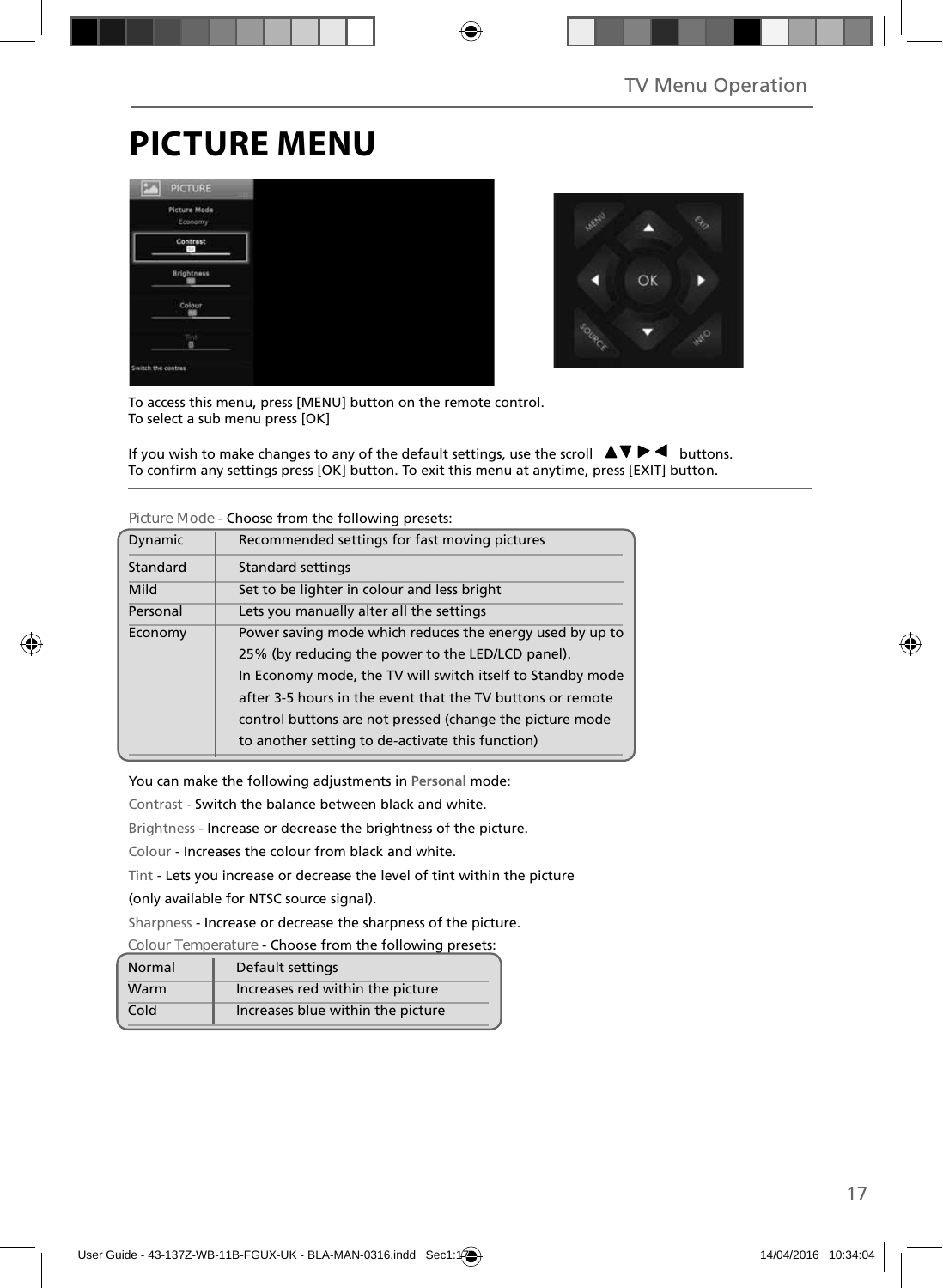# PICTURE MENU

To access this menu, press [MENU] button on the remote control.
To select a sub menu press [OK]

If you wish to make changes to any of the default settings, use the scroll ▲▼▶◀ buttons.
To confirm any settings press [OK] button. To exit this menu at anytime, press [EXIT] button.

Picture Mode - Choose from the following presets:

| | |
|---|---|
| Dynamic | Recommended settings for fast moving pictures |
| Standard | Standard settings |
| Mild | Set to be lighter in colour and less bright |
| Personal | Lets you manually alter all the settings |
| Economy | Power saving mode which reduces the energy used by up to 25% (by reducing the power to the LED/LCD panel). In Economy mode, the TV will switch itself to Standby mode after 3-5 hours in the event that the TV buttons or remote control buttons are not pressed (change the picture mode to another setting to de-activate this function) |

You can make the following adjustments in **Personal** mode:

Contrast - Switch the balance between black and white.

Brightness - Increase or decrease the brightness of the picture.

Colour - Increases the colour from black and white.

Tint - Lets you increase or decrease the level of tint within the picture (only available for NTSC source signal).

Sharpness - Increase or decrease the sharpness of the picture.

Colour Temperature - Choose from the following presets:

| | |
|---|---|
| Normal | Default settings |
| Warm | Increases red within the picture |
| Cold | Increases blue within the picture |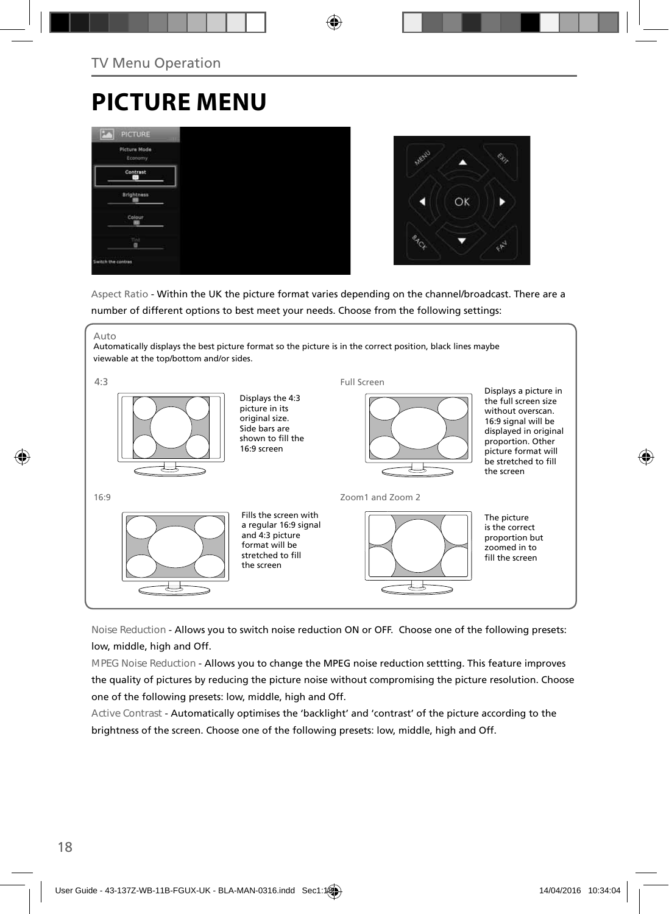# PICTURE MENU

Aspect Ratio - Within the UK the picture format varies depending on the channel/broadcast. There are a number of different options to best meet your needs. Choose from the following settings:

Auto

Automatically displays the best picture format so the picture is in the correct position, black lines maybe viewable at the top/bottom and/or sides.

4:3

Displays the 4:3 picture in its original size. Side bars are shown to fill the 16:9 screen

Full Screen

Displays a picture in the full screen size without overscan. 16:9 signal will be displayed in original proportion. Other picture format will be stretched to fill the screen

16:9

Fills the screen with a regular 16:9 signal and 4:3 picture format will be stretched to fill the screen

Zoom1 and Zoom 2

The picture is the correct proportion but zoomed in to fill the screen

Noise Reduction - Allows you to switch noise reduction ON or OFF. Choose one of the following presets: low, middle, high and Off.

MPEG Noise Reduction - Allows you to change the MPEG noise reduction settting. This feature improves the quality of pictures by reducing the picture noise without compromising the picture resolution. Choose one of the following presets: low, middle, high and Off.

Active Contrast - Automatically optimises the 'backlight' and 'contrast' of the picture according to the brightness of the screen. Choose one of the following presets: low, middle, high and Off.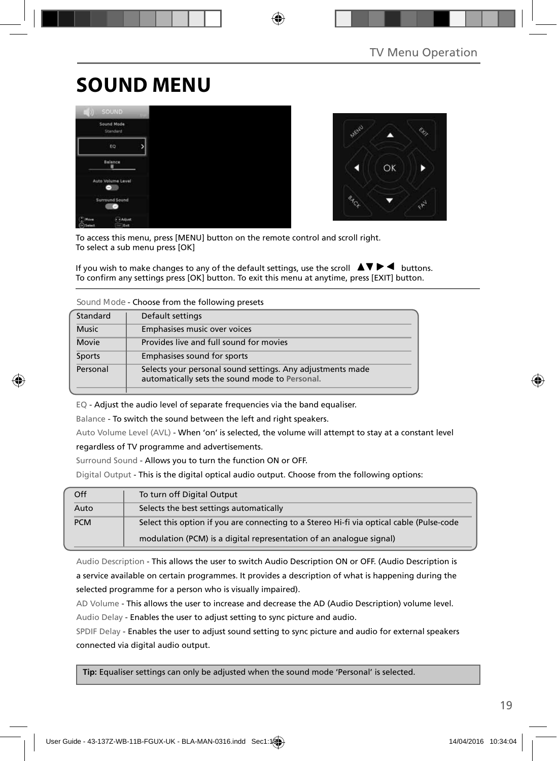# SOUND MENU

To access this menu, press [MENU] button on the remote control and scroll right.
To select a sub menu press [OK]

If you wish to make changes to any of the default settings, use the scroll ▲▼▶◀ buttons.
To confirm any settings press [OK] button. To exit this menu at anytime, press [EXIT] button.

Sound Mode - Choose from the following presets

| | |
|---|---|
| Standard | Default settings |
| Music | Emphasises music over voices |
| Movie | Provides live and full sound for movies |
| Sports | Emphasises sound for sports |
| Personal | Selects your personal sound settings. Any adjustments made automatically sets the sound mode to **Personal.** |

EQ - Adjust the audio level of separate frequencies via the band equaliser.

Balance - To switch the sound between the left and right speakers.

Auto Volume Level (AVL) - When 'on' is selected, the volume will attempt to stay at a constant level regardless of TV programme and advertisements.

Surround Sound - Allows you to turn the function ON or OFF.

Digital Output - This is the digital optical audio output. Choose from the following options:

| | |
|---|---|
| Off | To turn off Digital Output |
| Auto | Selects the best settings automatically |
| PCM | Select this option if you are connecting to a Stereo Hi-fi via optical cable (Pulse-code modulation (PCM) is a digital representation of an analogue signal) |

Audio Description - This allows the user to switch Audio Description ON or OFF. (Audio Description is a service available on certain programmes. It provides a description of what is happening during the selected programme for a person who is visually impaired).

AD Volume - This allows the user to increase and decrease the AD (Audio Description) volume level.

Audio Delay - Enables the user to adjust setting to sync picture and audio.

SPDIF Delay - Enables the user to adjust sound setting to sync picture and audio for external speakers connected via digital audio output.

**Tip:** Equaliser settings can only be adjusted when the sound mode 'Personal' is selected.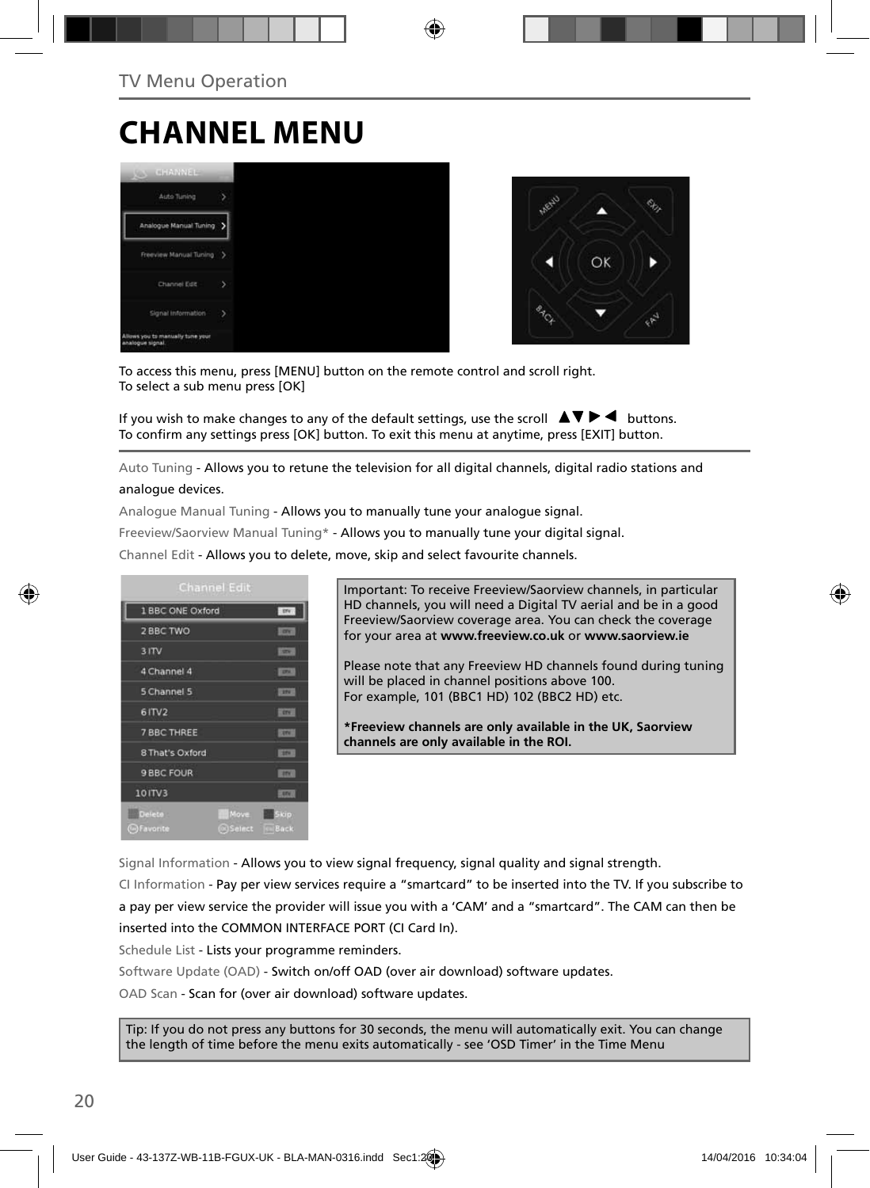TV Menu Operation

# CHANNEL MENU

To access this menu, press [MENU] button on the remote control and scroll right.
To select a sub menu press [OK]

If you wish to make changes to any of the default settings, use the scroll ▲▼▶◀ buttons.
To confirm any settings press [OK] button. To exit this menu at anytime, press [EXIT] button.

Auto Tuning - Allows you to retune the television for all digital channels, digital radio stations and analogue devices.

Analogue Manual Tuning - Allows you to manually tune your analogue signal.

Freeview/Saorview Manual Tuning* - Allows you to manually tune your digital signal.

Channel Edit - Allows you to delete, move, skip and select favourite channels.

Important: To receive Freeview/Saorview channels, in particular HD channels, you will need a Digital TV aerial and be in a good Freeview/Saorview coverage area. You can check the coverage for your area at **www.freeview.co.uk** or **www.saorview.ie**

Please note that any Freeview HD channels found during tuning will be placed in channel positions above 100.
For example, 101 (BBC1 HD) 102 (BBC2 HD) etc.

**\*Freeview channels are only available in the UK, Saorview channels are only available in the ROI.**

Signal Information - Allows you to view signal frequency, signal quality and signal strength.

CI Information - Pay per view services require a "smartcard" to be inserted into the TV. If you subscribe to a pay per view service the provider will issue you with a 'CAM' and a "smartcard". The CAM can then be inserted into the COMMON INTERFACE PORT (CI Card In).

Schedule List - Lists your programme reminders.

Software Update (OAD) - Switch on/off OAD (over air download) software updates.

OAD Scan - Scan for (over air download) software updates.

Tip: If you do not press any buttons for 30 seconds, the menu will automatically exit. You can change the length of time before the menu exits automatically - see 'OSD Timer' in the Time Menu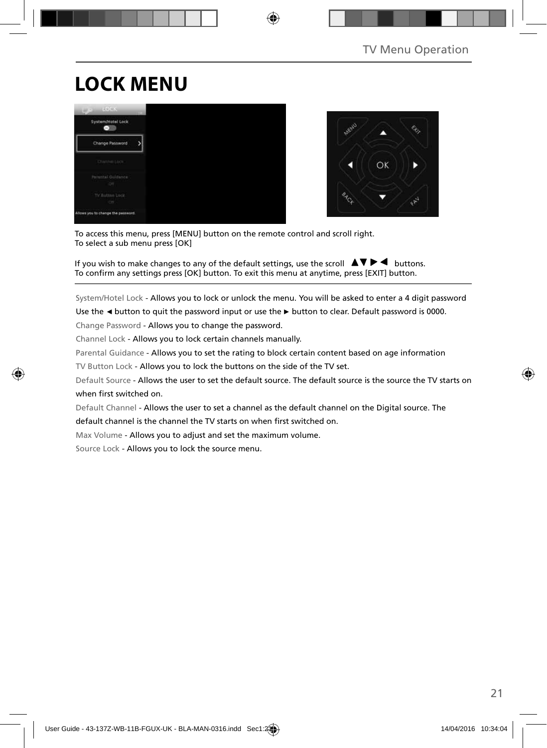# LOCK MENU

To access this menu, press [MENU] button on the remote control and scroll right.
To select a sub menu press [OK]

If you wish to make changes to any of the default settings, use the scroll ▲▼▶◀ buttons.
To confirm any settings press [OK] button. To exit this menu at anytime, press [EXIT] button.

System/Hotel Lock - Allows you to lock or unlock the menu. You will be asked to enter a 4 digit password Use the ◄ button to quit the password input or use the ► button to clear. Default password is 0000.

Change Password - Allows you to change the password.

Channel Lock - Allows you to lock certain channels manually.

Parental Guidance - Allows you to set the rating to block certain content based on age information

TV Button Lock - Allows you to lock the buttons on the side of the TV set.

Default Source - Allows the user to set the default source. The default source is the source the TV starts on when first switched on.

Default Channel - Allows the user to set a channel as the default channel on the Digital source. The default channel is the channel the TV starts on when first switched on.

Max Volume - Allows you to adjust and set the maximum volume.

Source Lock - Allows you to lock the source menu.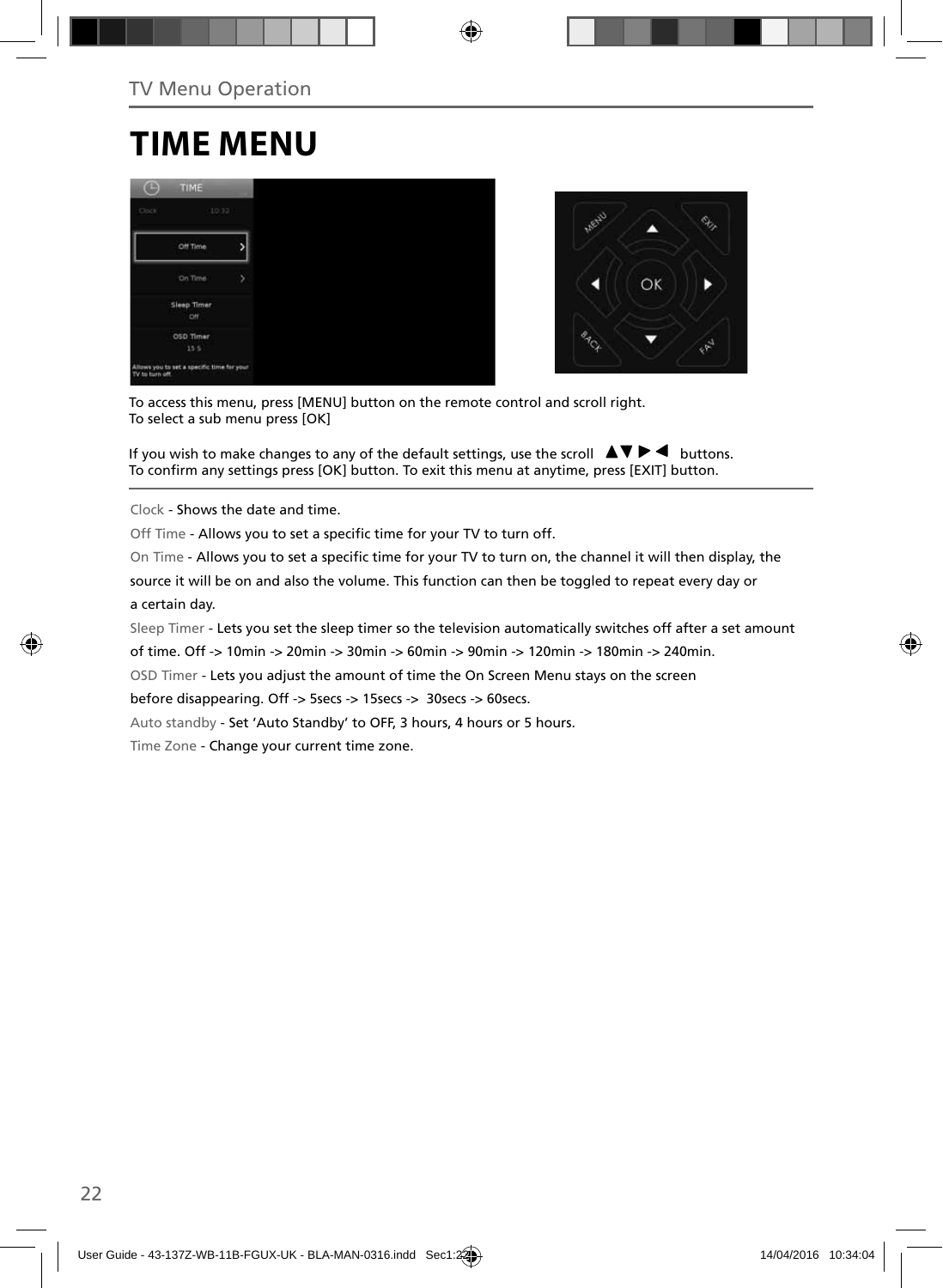# TIME MENU

To access this menu, press [MENU] button on the remote control and scroll right.
To select a sub menu press [OK]

If you wish to make changes to any of the default settings, use the scroll ▲▼▶◀ buttons.
To confirm any settings press [OK] button. To exit this menu at anytime, press [EXIT] button.

Clock - Shows the date and time.

Off Time - Allows you to set a specific time for your TV to turn off.

On Time - Allows you to set a specific time for your TV to turn on, the channel it will then display, the source it will be on and also the volume. This function can then be toggled to repeat every day or a certain day.

Sleep Timer - Lets you set the sleep timer so the television automatically switches off after a set amount of time. Off -> 10min -> 20min -> 30min -> 60min -> 90min -> 120min -> 180min -> 240min.

OSD Timer - Lets you adjust the amount of time the On Screen Menu stays on the screen before disappearing. Off -> 5secs -> 15secs -> 30secs -> 60secs.

Auto standby - Set 'Auto Standby' to OFF, 3 hours, 4 hours or 5 hours.

Time Zone - Change your current time zone.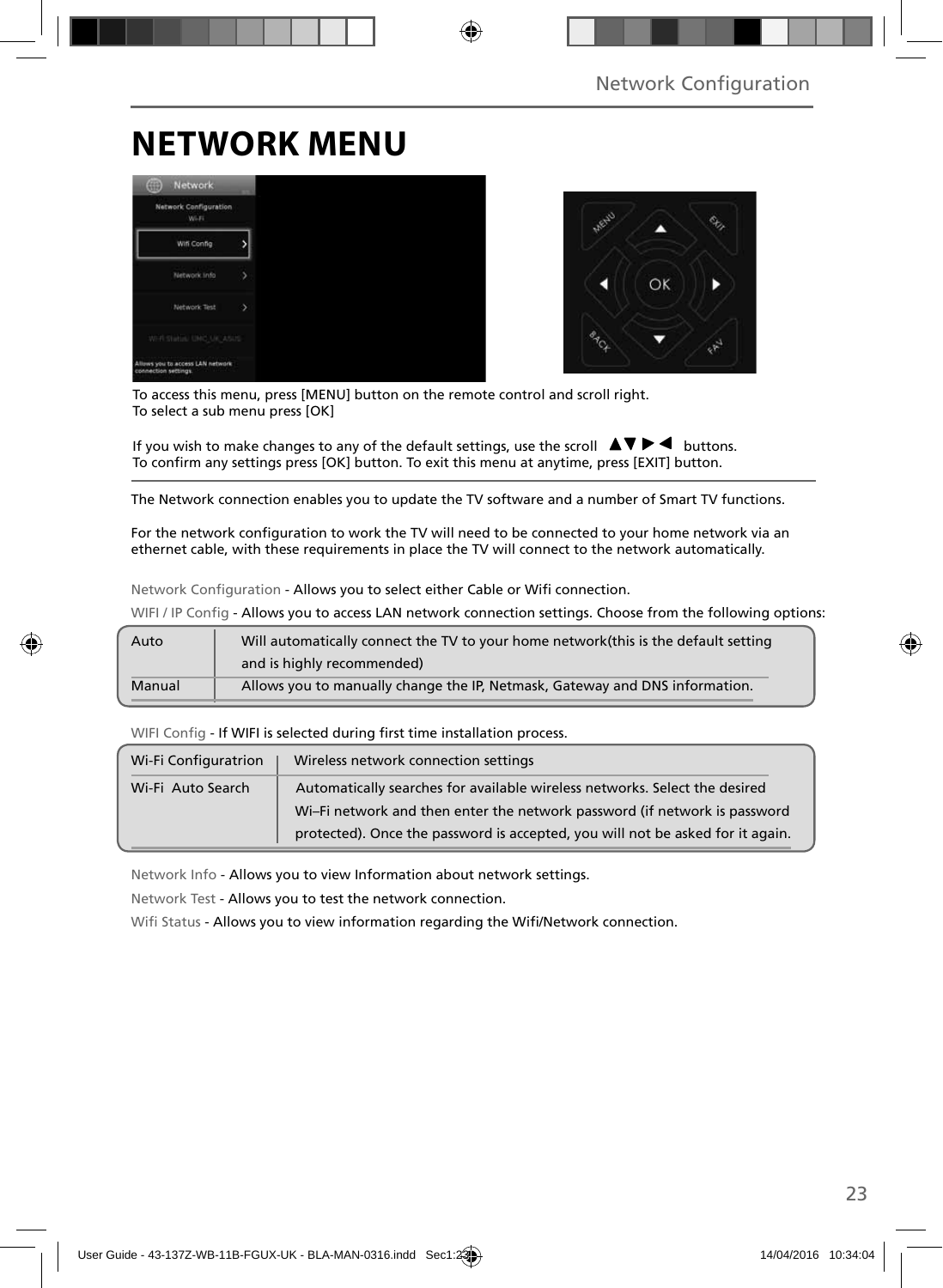# NETWORK MENU

To access this menu, press [MENU] button on the remote control and scroll right.
To select a sub menu press [OK]

If you wish to make changes to any of the default settings, use the scroll ▲▼ ▶ ◀ buttons.
To confirm any settings press [OK] button. To exit this menu at anytime, press [EXIT] button.

The Network connection enables you to update the TV software and a number of Smart TV functions.

For the network configuration to work the TV will need to be connected to your home network via an ethernet cable, with these requirements in place the TV will connect to the network automatically.

Network Configuration - Allows you to select either Cable or Wifi connection.

WIFI / IP Config - Allows you to access LAN network connection settings. Choose from the following options:

| | |
|---|---|
| Auto | Will automatically connect the TV to your home network(this is the default setting and is highly recommended) |
| Manual | Allows you to manually change the IP, Netmask, Gateway and DNS information. |

WIFI Config - If WIFI is selected during first time installation process.

| | |
|---|---|
| Wi-Fi Configuratrion | Wireless network connection settings |
| Wi-Fi Auto Search | Automatically searches for available wireless networks. Select the desired Wi–Fi network and then enter the network password (if network is password protected). Once the password is accepted, you will not be asked for it again. |

Network Info - Allows you to view Information about network settings.

Network Test - Allows you to test the network connection.

Wifi Status - Allows you to view information regarding the Wifi/Network connection.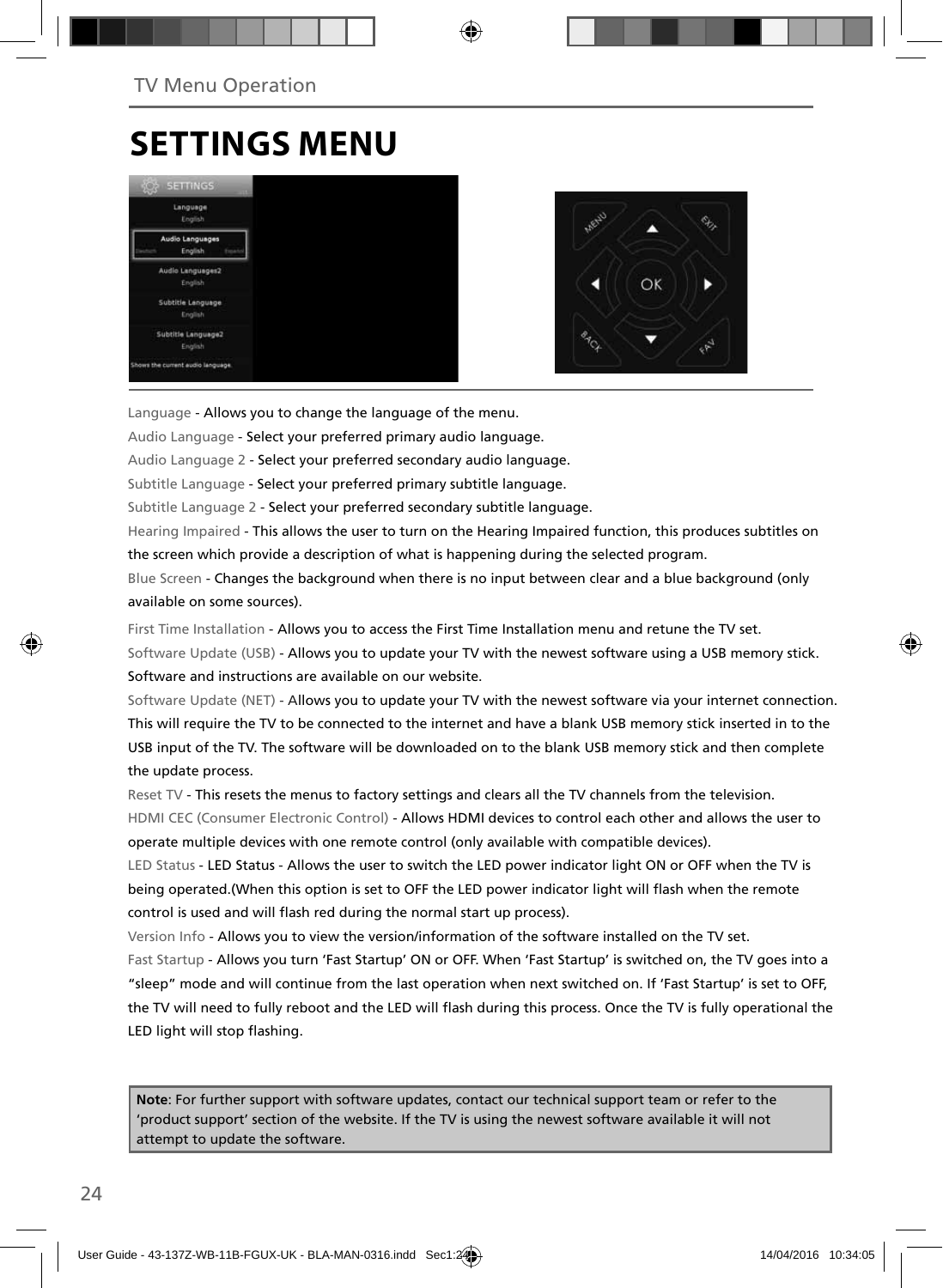TV Menu Operation

# SETTINGS MENU

Language - Allows you to change the language of the menu.

Audio Language - Select your preferred primary audio language.

Audio Language 2 - Select your preferred secondary audio language.

Subtitle Language - Select your preferred primary subtitle language.

Subtitle Language 2 - Select your preferred secondary subtitle language.

Hearing Impaired - This allows the user to turn on the Hearing Impaired function, this produces subtitles on the screen which provide a description of what is happening during the selected program.

Blue Screen - Changes the background when there is no input between clear and a blue background (only available on some sources).

First Time Installation - Allows you to access the First Time Installation menu and retune the TV set.

Software Update (USB) - Allows you to update your TV with the newest software using a USB memory stick. Software and instructions are available on our website.

Software Update (NET) - Allows you to update your TV with the newest software via your internet connection. This will require the TV to be connected to the internet and have a blank USB memory stick inserted in to the USB input of the TV. The software will be downloaded on to the blank USB memory stick and then complete the update process.

Reset TV - This resets the menus to factory settings and clears all the TV channels from the television.

HDMI CEC (Consumer Electronic Control) - Allows HDMI devices to control each other and allows the user to operate multiple devices with one remote control (only available with compatible devices).

LED Status - LED Status - Allows the user to switch the LED power indicator light ON or OFF when the TV is being operated.(When this option is set to OFF the LED power indicator light will flash when the remote control is used and will flash red during the normal start up process).

Version Info - Allows you to view the version/information of the software installed on the TV set.

Fast Startup - Allows you turn 'Fast Startup' ON or OFF. When 'Fast Startup' is switched on, the TV goes into a "sleep" mode and will continue from the last operation when next switched on. If 'Fast Startup' is set to OFF, the TV will need to fully reboot and the LED will flash during this process. Once the TV is fully operational the LED light will stop flashing.

**Note**: For further support with software updates, contact our technical support team or refer to the 'product support' section of the website. If the TV is using the newest software available it will not attempt to update the software.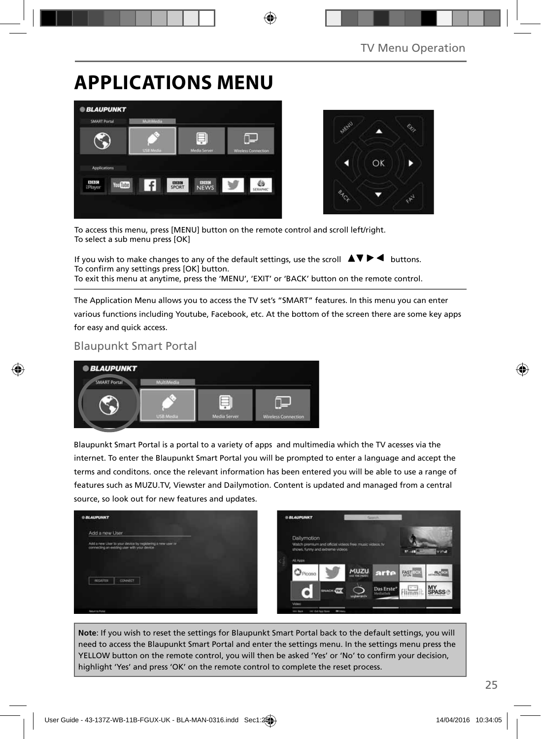# APPLICATIONS MENU

To access this menu, press [MENU] button on the remote control and scroll left/right.
To select a sub menu press [OK]

If you wish to make changes to any of the default settings, use the scroll ▲▼▶◀ buttons.
To confirm any settings press [OK] button.
To exit this menu at anytime, press the 'MENU', 'EXIT' or 'BACK' button on the remote control.

The Application Menu allows you to access the TV set's "SMART" features. In this menu you can enter various functions including Youtube, Facebook, etc. At the bottom of the screen there are some key apps for easy and quick access.

## Blaupunkt Smart Portal

Blaupunkt Smart Portal is a portal to a variety of apps  and multimedia which the TV acesses via the internet. To enter the Blaupunkt Smart Portal you will be prompted to enter a language and accept the terms and conditons. once the relevant information has been entered you will be able to use a range of features such as MUZU.TV, Viewster and Dailymotion. Content is updated and managed from a central source, so look out for new features and updates.

**Note**: If you wish to reset the settings for Blaupunkt Smart Portal back to the default settings, you will need to access the Blaupunkt Smart Portal and enter the settings menu. In the settings menu press the YELLOW button on the remote control, you will then be asked 'Yes' or 'No' to confirm your decision, highlight 'Yes' and press 'OK' on the remote control to complete the reset process.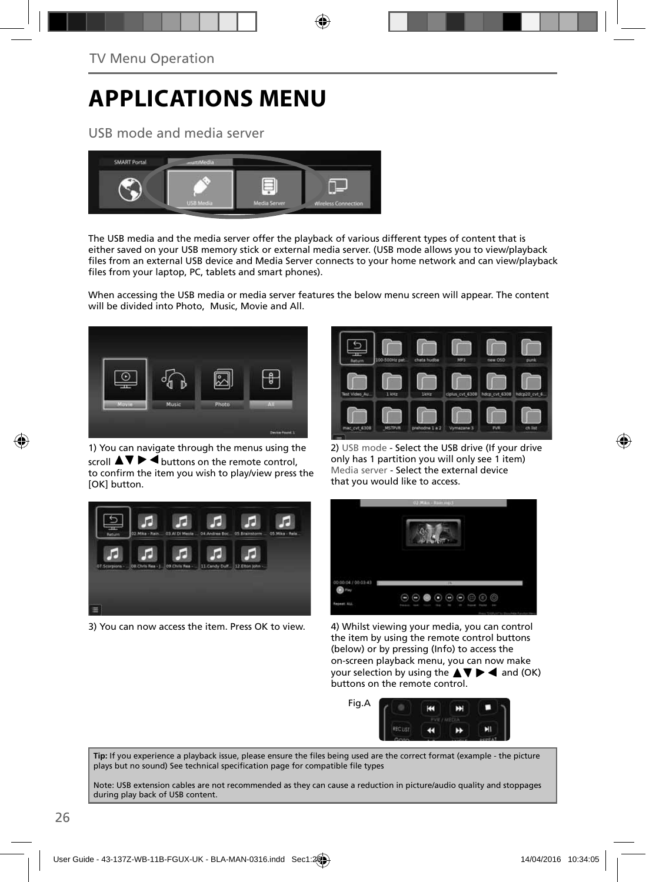# APPLICATIONS MENU

## USB mode and media server

The USB media and the media server offer the playback of various different types of content that is either saved on your USB memory stick or external media server. (USB mode allows you to view/playback files from an external USB device and Media Server connects to your home network and can view/playback files from your laptop, PC, tablets and smart phones).

When accessing the USB media or media server features the below menu screen will appear. The content will be divided into Photo, Music, Movie and All.

1) You can navigate through the menus using the scroll ▲▼ ▶ ◀ buttons on the remote control, to confirm the item you wish to play/view press the [OK] button.

2) USB mode - Select the USB drive (If your drive only has 1 partition you will only see 1 item)
Media server - Select the external device that you would like to access.

3) You can now access the item. Press OK to view.

4) Whilst viewing your media, you can control the item by using the remote control buttons (below) or by pressing (Info) to access the on-screen playback menu, you can now make your selection by using the ▲▼ ▶ ◀ and (OK) buttons on the remote control.

Fig.A

**Tip:** If you experience a playback issue, please ensure the files being used are the correct format (example - the picture plays but no sound) See technical specification page for compatible file types

Note: USB extension cables are not recommended as they can cause a reduction in picture/audio quality and stoppages during play back of USB content.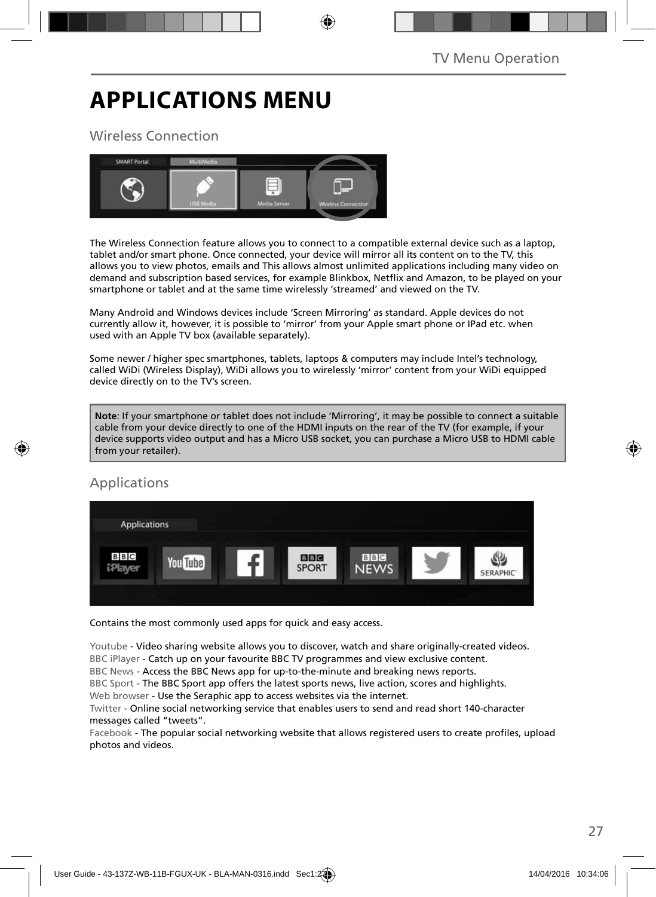# APPLICATIONS MENU

## Wireless Connection

The Wireless Connection feature allows you to connect to a compatible external device such as a laptop, tablet and/or smart phone. Once connected, your device will mirror all its content on to the TV, this allows you to view photos, emails and This allows almost unlimited applications including many video on demand and subscription based services, for example Blinkbox, Netflix and Amazon, to be played on your smartphone or tablet and at the same time wirelessly 'streamed' and viewed on the TV.

Many Android and Windows devices include 'Screen Mirroring' as standard. Apple devices do not currently allow it, however, it is possible to 'mirror' from your Apple smart phone or IPad etc. when used with an Apple TV box (available separately).

Some newer / higher spec smartphones, tablets, laptops & computers may include Intel's technology, called WiDi (Wireless Display), WiDi allows you to wirelessly 'mirror' content from your WiDi equipped device directly on to the TV's screen.

**Note**: If your smartphone or tablet does not include 'Mirroring', it may be possible to connect a suitable cable from your device directly to one of the HDMI inputs on the rear of the TV (for example, if your device supports video output and has a Micro USB socket, you can purchase a Micro USB to HDMI cable from your retailer).

## Applications

Contains the most commonly used apps for quick and easy access.

Youtube - Video sharing website allows you to discover, watch and share originally-created videos.
BBC iPlayer - Catch up on your favourite BBC TV programmes and view exclusive content.
BBC News - Access the BBC News app for up-to-the-minute and breaking news reports.
BBC Sport - The BBC Sport app offers the latest sports news, live action, scores and highlights.
Web browser - Use the Seraphic app to access websites via the internet.
Twitter - Online social networking service that enables users to send and read short 140-character messages called "tweets".
Facebook - The popular social networking website that allows registered users to create profiles, upload photos and videos.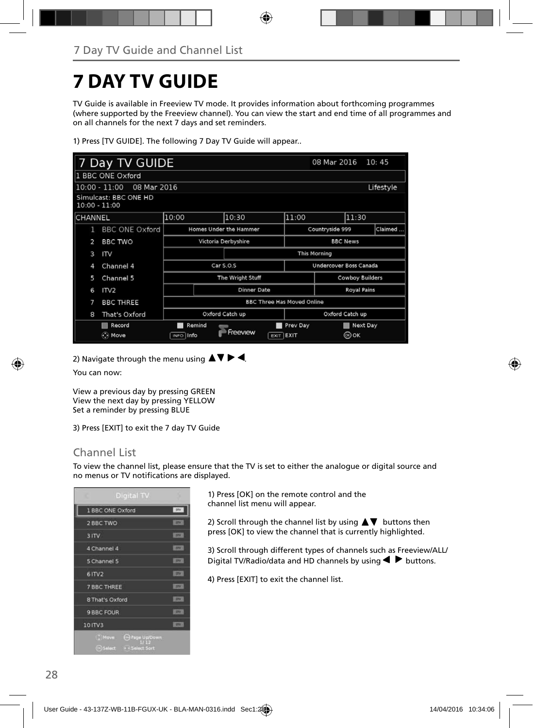# 7 DAY TV GUIDE

TV Guide is available in Freeview TV mode. It provides information about forthcoming programmes (where supported by the Freeview channel). You can view the start and end time of all programmes and on all channels for the next 7 days and set reminders.

1) Press [TV GUIDE]. The following 7 Day TV Guide will appear..

2) Navigate through the menu using ▲▼ ▶ ◀.

You can now:

View a previous day by pressing GREEN
View the next day by pressing YELLOW
Set a reminder by pressing BLUE

3) Press [EXIT] to exit the 7 day TV Guide

## Channel List

To view the channel list, please ensure that the TV is set to either the analogue or digital source and no menus or TV notifications are displayed.

1) Press [OK] on the remote control and the channel list menu will appear.

2) Scroll through the channel list by using ▲▼ buttons then press [OK] to view the channel that is currently highlighted.

3) Scroll through different types of channels such as Freeview/ALL/ Digital TV/Radio/data and HD channels by using ◀ ▶ buttons.

4) Press [EXIT] to exit the channel list.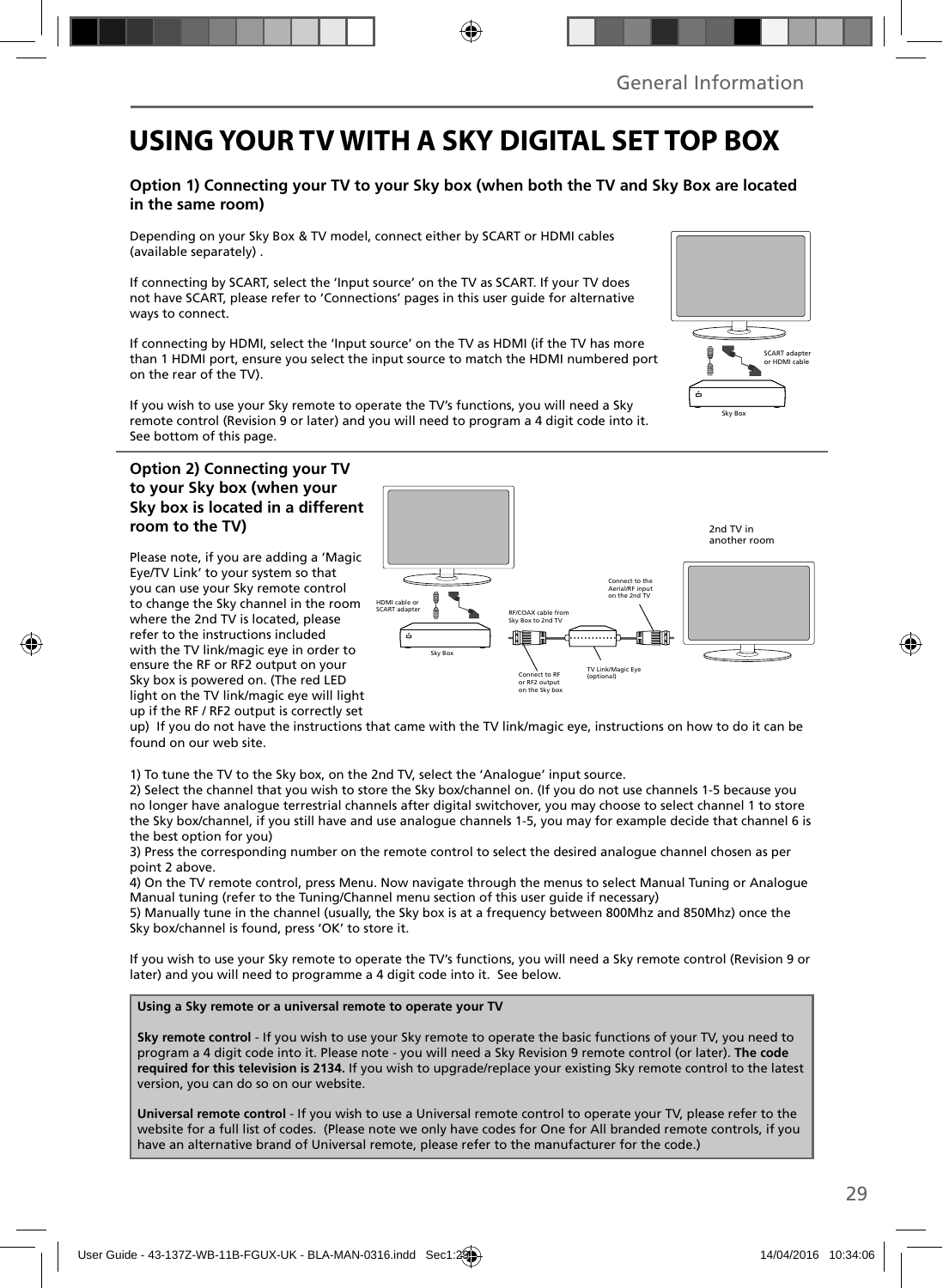# USING YOUR TV WITH A SKY DIGITAL SET TOP BOX

### Option 1) Connecting your TV to your Sky box (when both the TV and Sky Box are located in the same room)

Depending on your Sky Box & TV model, connect either by SCART or HDMI cables (available separately) .

If connecting by SCART, select the 'Input source' on the TV as SCART. If your TV does not have SCART, please refer to 'Connections' pages in this user guide for alternative ways to connect.

If connecting by HDMI, select the 'Input source' on the TV as HDMI (if the TV has more than 1 HDMI port, ensure you select the input source to match the HDMI numbered port on the rear of the TV).

If you wish to use your Sky remote to operate the TV's functions, you will need a Sky remote control (Revision 9 or later) and you will need to program a 4 digit code into it. See bottom of this page.

### Option 2) Connecting your TV to your Sky box (when your Sky box is located in a different room to the TV)

Please note, if you are adding a 'Magic Eye/TV Link' to your system so that you can use your Sky remote control to change the Sky channel in the room where the 2nd TV is located, please refer to the instructions included with the TV link/magic eye in order to ensure the RF or RF2 output on your Sky box is powered on. (The red LED light on the TV link/magic eye will light up if the RF / RF2 output is correctly set up) If you do not have the instructions that came with the TV link/magic eye, instructions on how to do it can be found on our web site.

1) To tune the TV to the Sky box, on the 2nd TV, select the 'Analogue' input source.
2) Select the channel that you wish to store the Sky box/channel on. (If you do not use channels 1-5 because you no longer have analogue terrestrial channels after digital switchover, you may choose to select channel 1 to store the Sky box/channel, if you still have and use analogue channels 1-5, you may for example decide that channel 6 is the best option for you)
3) Press the corresponding number on the remote control to select the desired analogue channel chosen as per point 2 above.
4) On the TV remote control, press Menu. Now navigate through the menus to select Manual Tuning or Analogue Manual tuning (refer to the Tuning/Channel menu section of this user guide if necessary)
5) Manually tune in the channel (usually, the Sky box is at a frequency between 800Mhz and 850Mhz) once the Sky box/channel is found, press 'OK' to store it.

If you wish to use your Sky remote to operate the TV's functions, you will need a Sky remote control (Revision 9 or later) and you will need to programme a 4 digit code into it. See below.

**Using a Sky remote or a universal remote to operate your TV**

**Sky remote control** - If you wish to use your Sky remote to operate the basic functions of your TV, you need to program a 4 digit code into it. Please note - you will need a Sky Revision 9 remote control (or later). **The code required for this television is 2134.** If you wish to upgrade/replace your existing Sky remote control to the latest version, you can do so on our website.

**Universal remote control** - If you wish to use a Universal remote control to operate your TV, please refer to the website for a full list of codes. (Please note we only have codes for One for All branded remote controls, if you have an alternative brand of Universal remote, please refer to the manufacturer for the code.)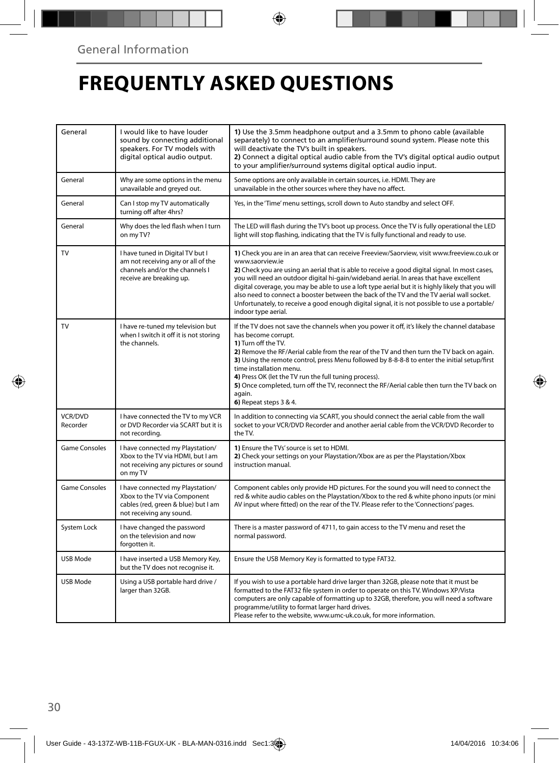# FREQUENTLY ASKED QUESTIONS

| | | |
|---|---|---|
| General | I would like to have louder sound by connecting additional speakers. For TV models with digital optical audio output. | **1)** Use the 3.5mm headphone output and a 3.5mm to phono cable (available separately) to connect to an amplifier/surround sound system. Please note this will deactivate the TV's built in speakers.<br>**2)** Connect a digital optical audio cable from the TV's digital optical audio output to your amplifier/surround systems digital optical audio input. |
| General | Why are some options in the menu unavailable and greyed out. | Some options are only available in certain sources, i.e. HDMI. They are unavailable in the other sources where they have no affect. |
| General | Can I stop my TV automatically turning off after 4hrs? | Yes, in the 'Time' menu settings, scroll down to Auto standby and select OFF. |
| General | Why does the led flash when I turn on my TV? | The LED will flash during the TV's boot up process. Once the TV is fully operational the LED light will stop flashing, indicating that the TV is fully functional and ready to use. |
| TV | I have tuned in Digital TV but I am not receiving any or all of the channels and/or the channels I receive are breaking up. | **1)** Check you are in an area that can receive Freeview/Saorview, visit www.freeview.co.uk or www.saorview.ie<br>**2)** Check you are using an aerial that is able to receive a good digital signal. In most cases, you will need an outdoor digital hi-gain/wideband aerial. In areas that have excellent digital coverage, you may be able to use a loft type aerial but it is highly likely that you will also need to connect a booster between the back of the TV and the TV aerial wall socket. Unfortunately, to receive a good enough digital signal, it is not possible to use a portable/indoor type aerial. |
| TV | I have re-tuned my television but when I switch it off it is not storing the channels. | If the TV does not save the channels when you power it off, it's likely the channel database has become corrupt.<br>**1)** Turn off the TV.<br>**2)** Remove the RF/Aerial cable from the rear of the TV and then turn the TV back on again.<br>**3)** Using the remote control, press Menu followed by 8-8-8-8 to enter the initial setup/first time installation menu.<br>**4)** Press OK (let the TV run the full tuning process).<br>**5)** Once completed, turn off the TV, reconnect the RF/Aerial cable then turn the TV back on again.<br>**6)** Repeat steps 3 & 4. |
| VCR/DVD Recorder | I have connected the TV to my VCR or DVD Recorder via SCART but it is not recording. | In addition to connecting via SCART, you should connect the aerial cable from the wall socket to your VCR/DVD Recorder and another aerial cable from the VCR/DVD Recorder to the TV. |
| Game Consoles | I have connected my Playstation/Xbox to the TV via HDMI, but I am not receiving any pictures or sound on my TV | **1)** Ensure the TVs' source is set to HDMI.<br>**2)** Check your settings on your Playstation/Xbox are as per the Playstation/Xbox instruction manual. |
| Game Consoles | I have connected my Playstation/Xbox to the TV via Component cables (red, green & blue) but I am not receiving any sound. | Component cables only provide HD pictures. For the sound you will need to connect the red & white audio cables on the Playstation/Xbox to the red & white phono inputs (or mini AV input where fitted) on the rear of the TV. Please refer to the 'Connections' pages. |
| System Lock | I have changed the password on the television and now forgotten it. | There is a master password of 4711, to gain access to the TV menu and reset the normal password. |
| USB Mode | I have inserted a USB Memory Key, but the TV does not recognise it. | Ensure the USB Memory Key is formatted to type FAT32. |
| USB Mode | Using a USB portable hard drive / larger than 32GB. | If you wish to use a portable hard drive larger than 32GB, please note that it must be formatted to the FAT32 file system in order to operate on this TV. Windows XP/Vista computers are only capable of formatting up to 32GB, therefore, you will need a software programme/utility to format larger hard drives.<br>Please refer to the website, www.umc-uk.co.uk, for more information. |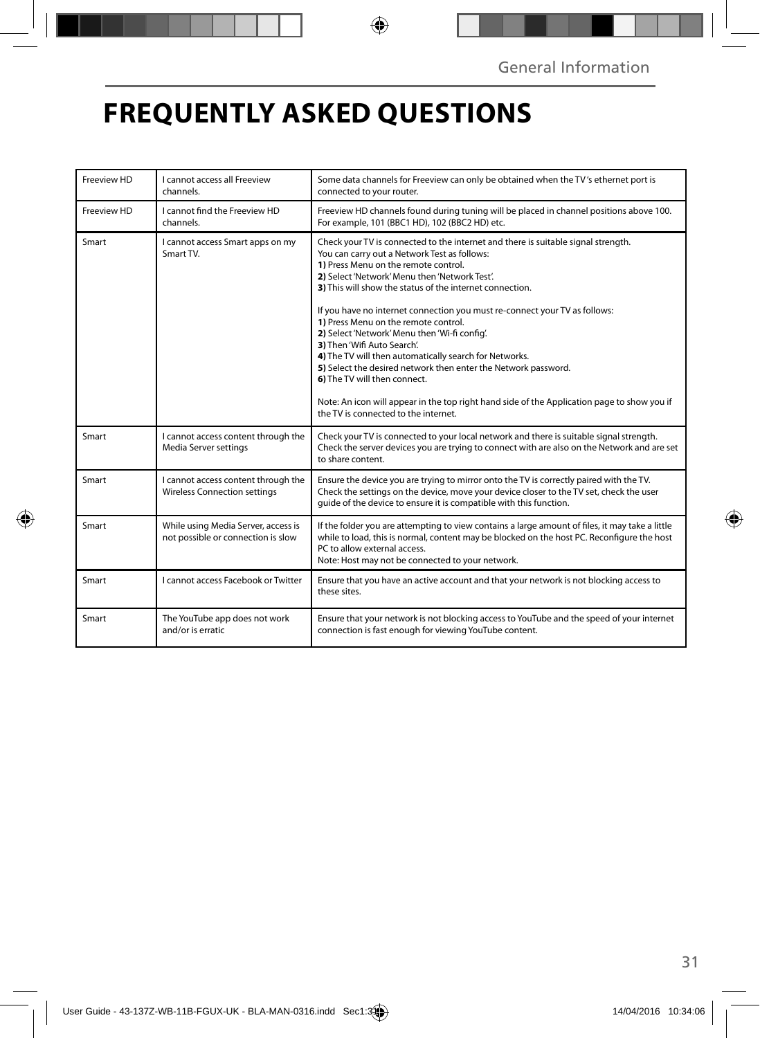# FREQUENTLY ASKED QUESTIONS

| | | |
|---|---|---|
| Freeview HD | I cannot access all Freeview channels. | Some data channels for Freeview can only be obtained when the TV 's ethernet port is connected to your router. |
| Freeview HD | I cannot find the Freeview HD channels. | Freeview HD channels found during tuning will be placed in channel positions above 100. For example, 101 (BBC1 HD), 102 (BBC2 HD) etc. |
| Smart | I cannot access Smart apps on my Smart TV. | Check your TV is connected to the internet and there is suitable signal strength. You can carry out a Network Test as follows: **1)** Press Menu on the remote control. **2)** Select 'Network' Menu then 'Network Test'. **3)** This will show the status of the internet connection. If you have no internet connection you must re-connect your TV as follows: **1)** Press Menu on the remote control. **2)** Select 'Network' Menu then 'Wi-fi config'. **3)** Then 'Wifi Auto Search'. **4)** The TV will then automatically search for Networks. **5)** Select the desired network then enter the Network password. **6)** The TV will then connect. Note: An icon will appear in the top right hand side of the Application page to show you if the TV is connected to the internet. |
| Smart | I cannot access content through the Media Server settings | Check your TV is connected to your local network and there is suitable signal strength. Check the server devices you are trying to connect with are also on the Network and are set to share content. |
| Smart | I cannot access content through the Wireless Connection settings | Ensure the device you are trying to mirror onto the TV is correctly paired with the TV. Check the settings on the device, move your device closer to the TV set, check the user guide of the device to ensure it is compatible with this function. |
| Smart | While using Media Server, access is not possible or connection is slow | If the folder you are attempting to view contains a large amount of files, it may take a little while to load, this is normal, content may be blocked on the host PC. Reconfigure the host PC to allow external access. Note: Host may not be connected to your network. |
| Smart | I cannot access Facebook or Twitter | Ensure that you have an active account and that your network is not blocking access to these sites. |
| Smart | The YouTube app does not work and/or is erratic | Ensure that your network is not blocking access to YouTube and the speed of your internet connection is fast enough for viewing YouTube content. |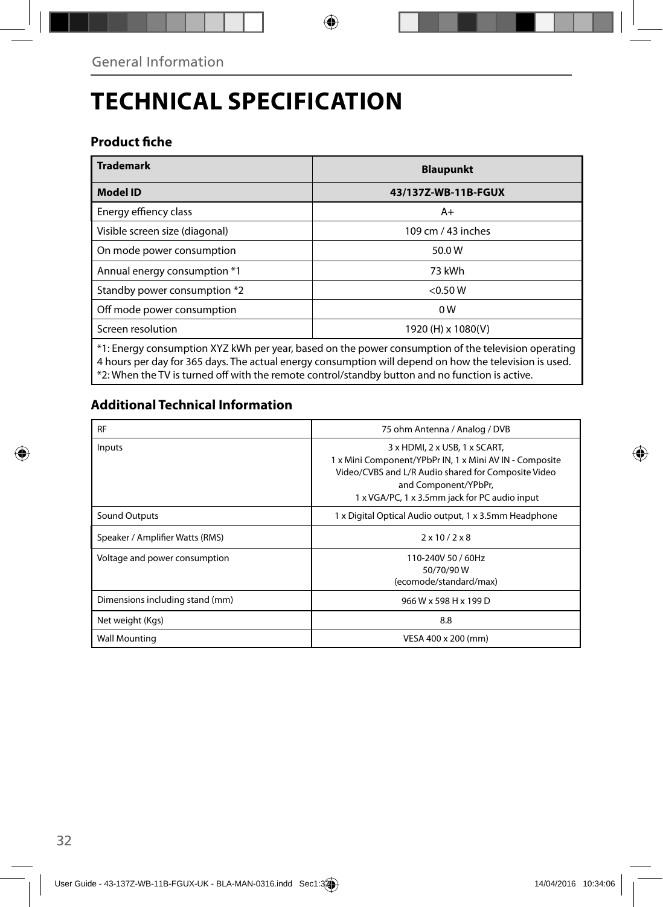General Information

# TECHNICAL SPECIFICATION

### Product fiche

| Trademark | Blaupunkt |
|---|---|
| **Model ID** | **43/137Z-WB-11B-FGUX** |
| Energy effiency class | A+ |
| Visible screen size (diagonal) | 109 cm / 43 inches |
| On mode power consumption | 50.0 W |
| Annual energy consumption *1 | 73 kWh |
| Standby power consumption *2 | <0.50 W |
| Off mode power consumption | 0 W |
| Screen resolution | 1920 (H) x 1080(V) |

*1: Energy consumption XYZ kWh per year, based on the power consumption of the television operating 4 hours per day for 365 days. The actual energy consumption will depend on how the television is used.
*2: When the TV is turned off with the remote control/standby button and no function is active.

### Additional Technical Information

| | |
|---|---|
| RF | 75 ohm Antenna / Analog / DVB |
| Inputs | 3 x HDMI, 2 x USB, 1 x SCART, 1 x Mini Component/YPbPr IN, 1 x Mini AV IN - Composite Video/CVBS and L/R Audio shared for Composite Video and Component/YPbPr, 1 x VGA/PC, 1 x 3.5mm jack for PC audio input |
| Sound Outputs | 1 x Digital Optical Audio output, 1 x 3.5mm Headphone |
| Speaker / Amplifier Watts (RMS) | 2 x 10 / 2 x 8 |
| Voltage and power consumption | 110-240V 50 / 60Hz 50/70/90 W (ecomode/standard/max) |
| Dimensions including stand (mm) | 966 W x 598 H x 199 D |
| Net weight (Kgs) | 8.8 |
| Wall Mounting | VESA 400 x 200 (mm) |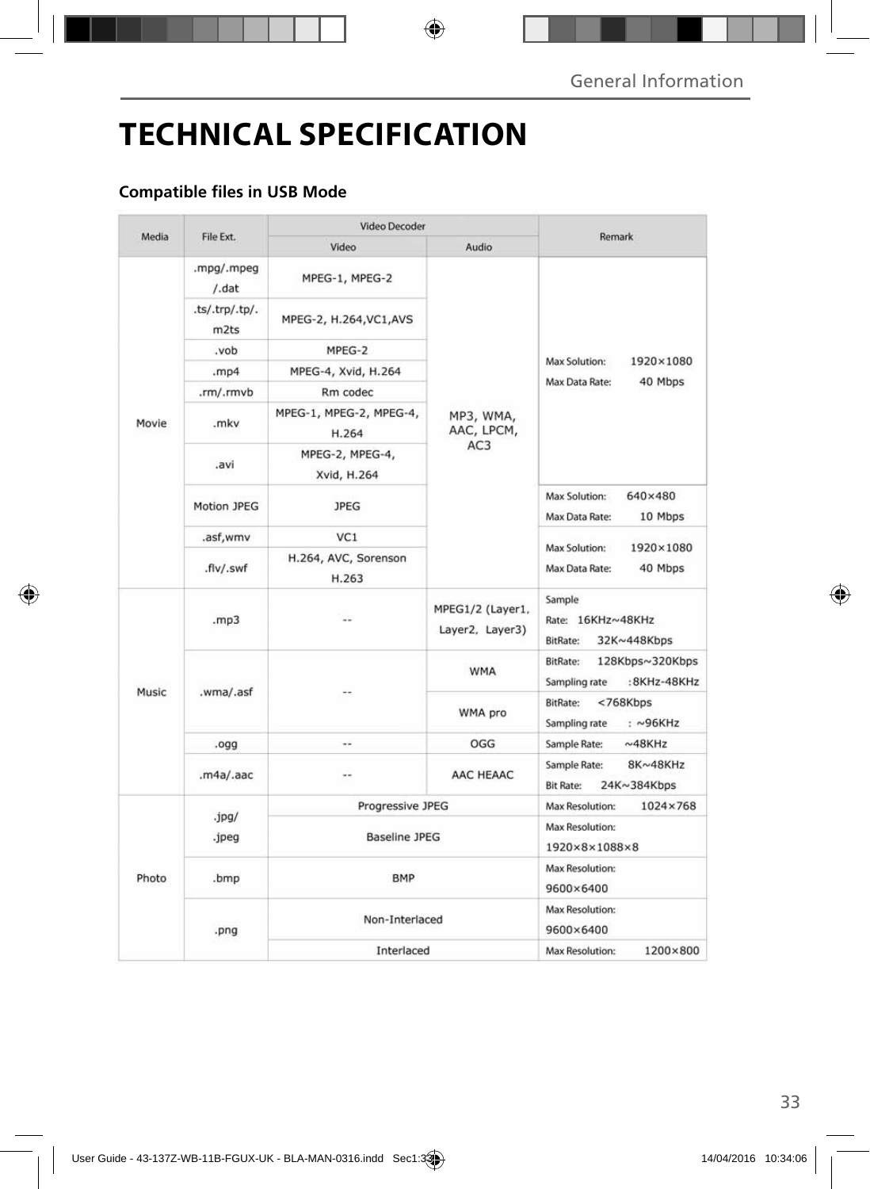# TECHNICAL SPECIFICATION

## Compatible files in USB Mode

| Media | File Ext. | Video Decoder | | Remark |
|---|---|---|---|---|
| | | Video | Audio | |
| Movie | .mpg/.mpeg /.dat | MPEG-1, MPEG-2 | MP3, WMA, AAC, LPCM, AC3 | Max Solution: 1920×1080 Max Data Rate: 40 Mbps |
| | .ts/.trp/.tp/. m2ts | MPEG-2, H.264,VC1,AVS | | |
| | .vob | MPEG-2 | | |
| | .mp4 | MPEG-4, Xvid, H.264 | | |
| | .rm/.rmvb | Rm codec | | |
| | .mkv | MPEG-1, MPEG-2, MPEG-4, H.264 | | |
| | .avi | MPEG-2, MPEG-4, Xvid, H.264 | | |
| | Motion JPEG | JPEG | | Max Solution: 640×480 Max Data Rate: 10 Mbps |
| | .asf,wmv | VC1 | | Max Solution: 1920×1080 Max Data Rate: 40 Mbps |
| | .flv/.swf | H.264, AVC, Sorenson H.263 | | |
| Music | .mp3 | -- | MPEG1/2 (Layer1, Layer2, Layer3) | Sample Rate: 16KHz~48KHz BitRate: 32K~448Kbps |
| | .wma/.asf | -- | WMA | BitRate: 128Kbps~320Kbps Sampling rate :8KHz-48KHz |
| | | | WMA pro | BitRate: <768Kbps Sampling rate : ~96KHz |
| | .ogg | -- | OGG | Sample Rate: ~48KHz |
| | .m4a/.aac | -- | AAC HEAAC | Sample Rate: 8K~48KHz Bit Rate: 24K~384Kbps |
| Photo | .jpg/ .jpeg | Progressive JPEG | | Max Resolution: 1024×768 |
| | | Baseline JPEG | | Max Resolution: 1920×8×1088×8 |
| | .bmp | BMP | | Max Resolution: 9600×6400 |
| | .png | Non-Interlaced | | Max Resolution: 9600×6400 |
| | | Interlaced | | Max Resolution: 1200×800 |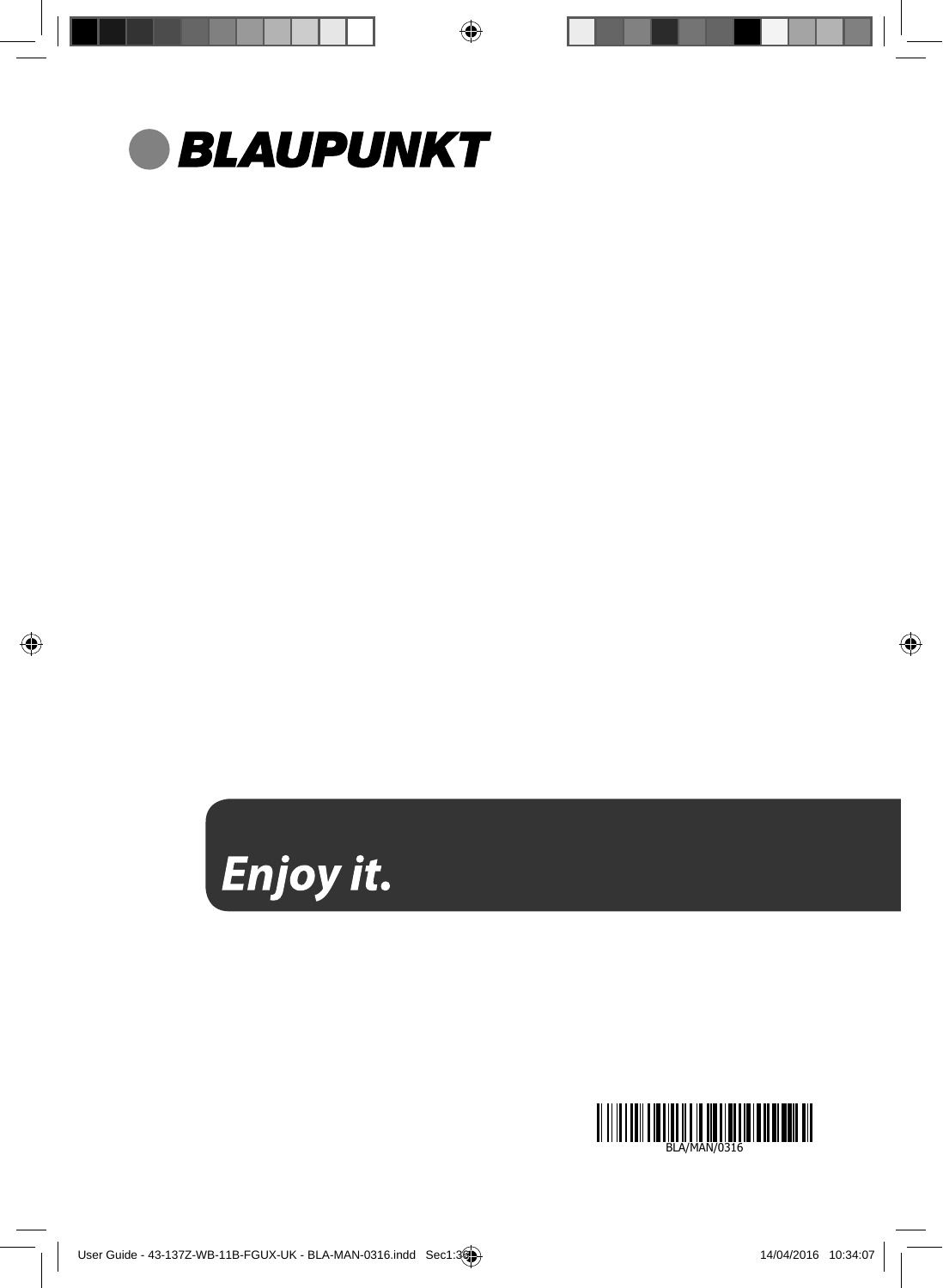BLAUPUNKT

*Enjoy it.*

BLA/MAN/0316